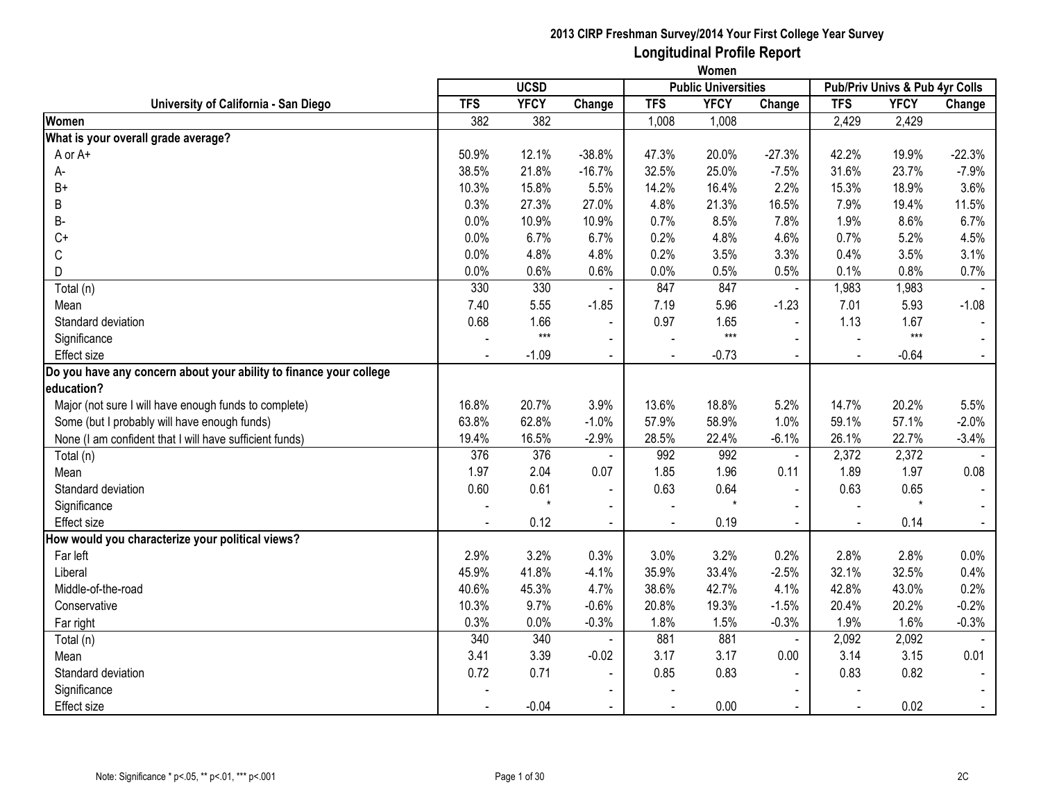# 2013 CIRP Freshman Survey/2014 Your First College Year Survey

## Longitudinal Profile Report

### Women

| University of California - San Diego | UCSD | | | Public Universities | | | Pub/Priv Univs & Pub 4yr Colls | | |
|---|---|---|---|---|---|---|---|---|---|
| | TFS | YFCY | Change | TFS | YFCY | Change | TFS | YFCY | Change |
| **Women** | 382 | 382 | | 1,008 | 1,008 | | 2,429 | 2,429 | |
| **What is your overall grade average?** | | | | | | | | | |
| A or A+ | 50.9% | 12.1% | -38.8% | 47.3% | 20.0% | -27.3% | 42.2% | 19.9% | -22.3% |
| A- | 38.5% | 21.8% | -16.7% | 32.5% | 25.0% | -7.5% | 31.6% | 23.7% | -7.9% |
| B+ | 10.3% | 15.8% | 5.5% | 14.2% | 16.4% | 2.2% | 15.3% | 18.9% | 3.6% |
| B | 0.3% | 27.3% | 27.0% | 4.8% | 21.3% | 16.5% | 7.9% | 19.4% | 11.5% |
| B- | 0.0% | 10.9% | 10.9% | 0.7% | 8.5% | 7.8% | 1.9% | 8.6% | 6.7% |
| C+ | 0.0% | 6.7% | 6.7% | 0.2% | 4.8% | 4.6% | 0.7% | 5.2% | 4.5% |
| C | 0.0% | 4.8% | 4.8% | 0.2% | 3.5% | 3.3% | 0.4% | 3.5% | 3.1% |
| D | 0.0% | 0.6% | 0.6% | 0.0% | 0.5% | 0.5% | 0.1% | 0.8% | 0.7% |
| Total (n) | 330 | 330 | - | 847 | 847 | - | 1,983 | 1,983 | - |
| Mean | 7.40 | 5.55 | -1.85 | 7.19 | 5.96 | -1.23 | 7.01 | 5.93 | -1.08 |
| Standard deviation | 0.68 | 1.66 | - | 0.97 | 1.65 | - | 1.13 | 1.67 | - |
| Significance | - | *** | - | - | *** | - | - | *** | - |
| Effect size | - | -1.09 | - | - | -0.73 | - | - | -0.64 | - |
| **Do you have any concern about your ability to finance your college education?** | | | | | | | | | |
| Major (not sure I will have enough funds to complete) | 16.8% | 20.7% | 3.9% | 13.6% | 18.8% | 5.2% | 14.7% | 20.2% | 5.5% |
| Some (but I probably will have enough funds) | 63.8% | 62.8% | -1.0% | 57.9% | 58.9% | 1.0% | 59.1% | 57.1% | -2.0% |
| None (I am confident that I will have sufficient funds) | 19.4% | 16.5% | -2.9% | 28.5% | 22.4% | -6.1% | 26.1% | 22.7% | -3.4% |
| Total (n) | 376 | 376 | - | 992 | 992 | - | 2,372 | 2,372 | - |
| Mean | 1.97 | 2.04 | 0.07 | 1.85 | 1.96 | 0.11 | 1.89 | 1.97 | 0.08 |
| Standard deviation | 0.60 | 0.61 | - | 0.63 | 0.64 | - | 0.63 | 0.65 | - |
| Significance | - | * | - | - | * | - | - | * | - |
| Effect size | - | 0.12 | - | - | 0.19 | - | - | 0.14 | - |
| **How would you characterize your political views?** | | | | | | | | | |
| Far left | 2.9% | 3.2% | 0.3% | 3.0% | 3.2% | 0.2% | 2.8% | 2.8% | 0.0% |
| Liberal | 45.9% | 41.8% | -4.1% | 35.9% | 33.4% | -2.5% | 32.1% | 32.5% | 0.4% |
| Middle-of-the-road | 40.6% | 45.3% | 4.7% | 38.6% | 42.7% | 4.1% | 42.8% | 43.0% | 0.2% |
| Conservative | 10.3% | 9.7% | -0.6% | 20.8% | 19.3% | -1.5% | 20.4% | 20.2% | -0.2% |
| Far right | 0.3% | 0.0% | -0.3% | 1.8% | 1.5% | -0.3% | 1.9% | 1.6% | -0.3% |
| Total (n) | 340 | 340 | - | 881 | 881 | - | 2,092 | 2,092 | - |
| Mean | 3.41 | 3.39 | -0.02 | 3.17 | 3.17 | 0.00 | 3.14 | 3.15 | 0.01 |
| Standard deviation | 0.72 | 0.71 | - | 0.85 | 0.83 | - | 0.83 | 0.82 | - |
| Significance | - | | - | - | | - | - | | - |
| Effect size | - | -0.04 | - | - | 0.00 | - | - | 0.02 | - |

Note: Significance * p<.05, ** p<.01, *** p<.001

2C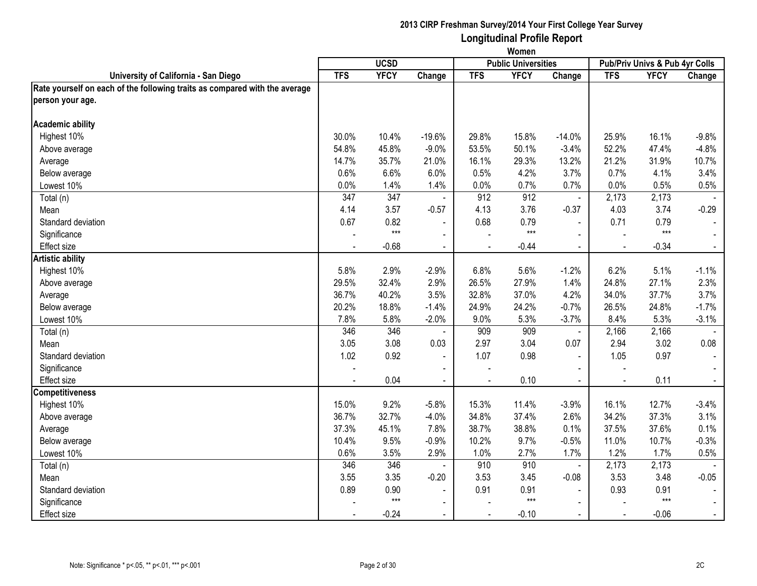**2013 CIRP Freshman Survey/2014 Your First College Year Survey**

## Longitudinal Profile Report

**Women**

| University of California - San Diego | UCSD | | | Public Universities | | | Pub/Priv Univs & Pub 4yr Colls | | |
|---|---|---|---|---|---|---|---|---|---|
| | TFS | YFCY | Change | TFS | YFCY | Change | TFS | YFCY | Change |
| **Rate yourself on each of the following traits as compared with the average person your age.** | | | | | | | | | |
| **Academic ability** | | | | | | | | | |
| Highest 10% | 30.0% | 10.4% | -19.6% | 29.8% | 15.8% | -14.0% | 25.9% | 16.1% | -9.8% |
| Above average | 54.8% | 45.8% | -9.0% | 53.5% | 50.1% | -3.4% | 52.2% | 47.4% | -4.8% |
| Average | 14.7% | 35.7% | 21.0% | 16.1% | 29.3% | 13.2% | 21.2% | 31.9% | 10.7% |
| Below average | 0.6% | 6.6% | 6.0% | 0.5% | 4.2% | 3.7% | 0.7% | 4.1% | 3.4% |
| Lowest 10% | 0.0% | 1.4% | 1.4% | 0.0% | 0.7% | 0.7% | 0.0% | 0.5% | 0.5% |
| Total (n) | 347 | 347 | - | 912 | 912 | - | 2,173 | 2,173 | - |
| Mean | 4.14 | 3.57 | -0.57 | 4.13 | 3.76 | -0.37 | 4.03 | 3.74 | -0.29 |
| Standard deviation | 0.67 | 0.82 | - | 0.68 | 0.79 | - | 0.71 | 0.79 | - |
| Significance | - | *** | - | - | *** | - | - | *** | - |
| Effect size | - | -0.68 | - | - | -0.44 | - | - | -0.34 | - |
| **Artistic ability** | | | | | | | | | |
| Highest 10% | 5.8% | 2.9% | -2.9% | 6.8% | 5.6% | -1.2% | 6.2% | 5.1% | -1.1% |
| Above average | 29.5% | 32.4% | 2.9% | 26.5% | 27.9% | 1.4% | 24.8% | 27.1% | 2.3% |
| Average | 36.7% | 40.2% | 3.5% | 32.8% | 37.0% | 4.2% | 34.0% | 37.7% | 3.7% |
| Below average | 20.2% | 18.8% | -1.4% | 24.9% | 24.2% | -0.7% | 26.5% | 24.8% | -1.7% |
| Lowest 10% | 7.8% | 5.8% | -2.0% | 9.0% | 5.3% | -3.7% | 8.4% | 5.3% | -3.1% |
| Total (n) | 346 | 346 | - | 909 | 909 | - | 2,166 | 2,166 | - |
| Mean | 3.05 | 3.08 | 0.03 | 2.97 | 3.04 | 0.07 | 2.94 | 3.02 | 0.08 |
| Standard deviation | 1.02 | 0.92 | - | 1.07 | 0.98 | - | 1.05 | 0.97 | - |
| Significance | - | | - | - | | - | - | | - |
| Effect size | - | 0.04 | - | - | 0.10 | - | - | 0.11 | - |
| **Competitiveness** | | | | | | | | | |
| Highest 10% | 15.0% | 9.2% | -5.8% | 15.3% | 11.4% | -3.9% | 16.1% | 12.7% | -3.4% |
| Above average | 36.7% | 32.7% | -4.0% | 34.8% | 37.4% | 2.6% | 34.2% | 37.3% | 3.1% |
| Average | 37.3% | 45.1% | 7.8% | 38.7% | 38.8% | 0.1% | 37.5% | 37.6% | 0.1% |
| Below average | 10.4% | 9.5% | -0.9% | 10.2% | 9.7% | -0.5% | 11.0% | 10.7% | -0.3% |
| Lowest 10% | 0.6% | 3.5% | 2.9% | 1.0% | 2.7% | 1.7% | 1.2% | 1.7% | 0.5% |
| Total (n) | 346 | 346 | - | 910 | 910 | - | 2,173 | 2,173 | - |
| Mean | 3.55 | 3.35 | -0.20 | 3.53 | 3.45 | -0.08 | 3.53 | 3.48 | -0.05 |
| Standard deviation | 0.89 | 0.90 | - | 0.91 | 0.91 | - | 0.93 | 0.91 | - |
| Significance | - | *** | - | - | *** | - | - | *** | - |
| Effect size | - | -0.24 | - | - | -0.10 | - | - | -0.06 | - |

Note: Significance * p<.05, ** p<.01, *** p<.001

2C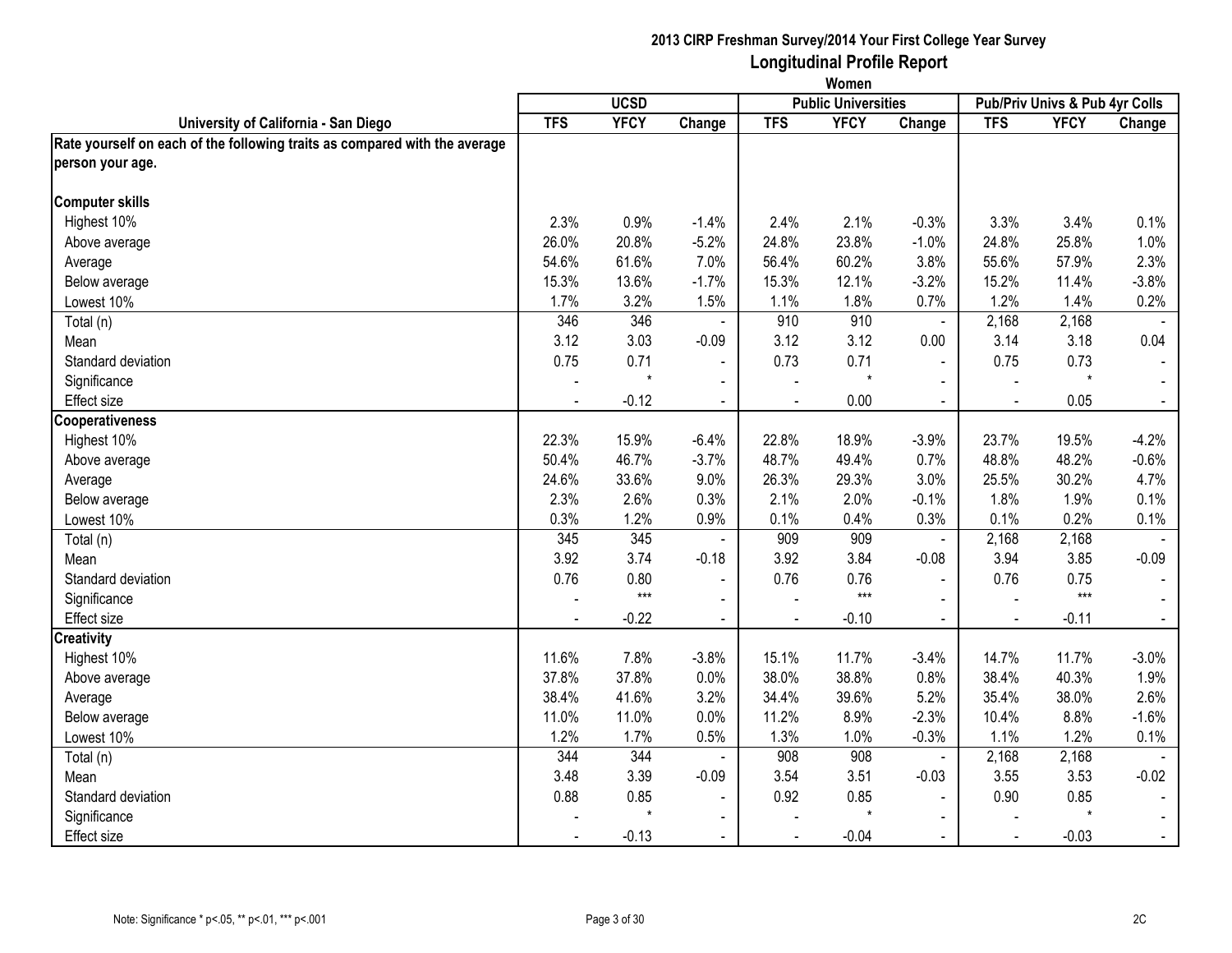# 2013 CIRP Freshman Survey/2014 Your First College Year Survey
## Longitudinal Profile Report
### Women

| University of California - San Diego | UCSD | | | Public Universities | | | Pub/Priv Univs & Pub 4yr Colls | | |
|---|---|---|---|---|---|---|---|---|---|
| | TFS | YFCY | Change | TFS | YFCY | Change | TFS | YFCY | Change |
| **Rate yourself on each of the following traits as compared with the average person your age.** | | | | | | | | | |
| **Computer skills** | | | | | | | | | |
| Highest 10% | 2.3% | 0.9% | -1.4% | 2.4% | 2.1% | -0.3% | 3.3% | 3.4% | 0.1% |
| Above average | 26.0% | 20.8% | -5.2% | 24.8% | 23.8% | -1.0% | 24.8% | 25.8% | 1.0% |
| Average | 54.6% | 61.6% | 7.0% | 56.4% | 60.2% | 3.8% | 55.6% | 57.9% | 2.3% |
| Below average | 15.3% | 13.6% | -1.7% | 15.3% | 12.1% | -3.2% | 15.2% | 11.4% | -3.8% |
| Lowest 10% | 1.7% | 3.2% | 1.5% | 1.1% | 1.8% | 0.7% | 1.2% | 1.4% | 0.2% |
| Total (n) | 346 | 346 | - | 910 | 910 | - | 2,168 | 2,168 | - |
| Mean | 3.12 | 3.03 | -0.09 | 3.12 | 3.12 | 0.00 | 3.14 | 3.18 | 0.04 |
| Standard deviation | 0.75 | 0.71 | - | 0.73 | 0.71 | - | 0.75 | 0.73 | - |
| Significance | - | * | - | - | * | - | - | * | - |
| Effect size | - | -0.12 | - | - | 0.00 | - | - | 0.05 | - |
| **Cooperativeness** | | | | | | | | | |
| Highest 10% | 22.3% | 15.9% | -6.4% | 22.8% | 18.9% | -3.9% | 23.7% | 19.5% | -4.2% |
| Above average | 50.4% | 46.7% | -3.7% | 48.7% | 49.4% | 0.7% | 48.8% | 48.2% | -0.6% |
| Average | 24.6% | 33.6% | 9.0% | 26.3% | 29.3% | 3.0% | 25.5% | 30.2% | 4.7% |
| Below average | 2.3% | 2.6% | 0.3% | 2.1% | 2.0% | -0.1% | 1.8% | 1.9% | 0.1% |
| Lowest 10% | 0.3% | 1.2% | 0.9% | 0.1% | 0.4% | 0.3% | 0.1% | 0.2% | 0.1% |
| Total (n) | 345 | 345 | - | 909 | 909 | - | 2,168 | 2,168 | - |
| Mean | 3.92 | 3.74 | -0.18 | 3.92 | 3.84 | -0.08 | 3.94 | 3.85 | -0.09 |
| Standard deviation | 0.76 | 0.80 | - | 0.76 | 0.76 | - | 0.76 | 0.75 | - |
| Significance | - | *** | - | - | *** | - | - | *** | - |
| Effect size | - | -0.22 | - | - | -0.10 | - | - | -0.11 | - |
| **Creativity** | | | | | | | | | |
| Highest 10% | 11.6% | 7.8% | -3.8% | 15.1% | 11.7% | -3.4% | 14.7% | 11.7% | -3.0% |
| Above average | 37.8% | 37.8% | 0.0% | 38.0% | 38.8% | 0.8% | 38.4% | 40.3% | 1.9% |
| Average | 38.4% | 41.6% | 3.2% | 34.4% | 39.6% | 5.2% | 35.4% | 38.0% | 2.6% |
| Below average | 11.0% | 11.0% | 0.0% | 11.2% | 8.9% | -2.3% | 10.4% | 8.8% | -1.6% |
| Lowest 10% | 1.2% | 1.7% | 0.5% | 1.3% | 1.0% | -0.3% | 1.1% | 1.2% | 0.1% |
| Total (n) | 344 | 344 | - | 908 | 908 | - | 2,168 | 2,168 | - |
| Mean | 3.48 | 3.39 | -0.09 | 3.54 | 3.51 | -0.03 | 3.55 | 3.53 | -0.02 |
| Standard deviation | 0.88 | 0.85 | - | 0.92 | 0.85 | - | 0.90 | 0.85 | - |
| Significance | - | * | - | - | * | - | - | * | - |
| Effect size | - | -0.13 | - | - | -0.04 | - | - | -0.03 | - |

Note: Significance * p<.05, ** p<.01, *** p<.001

2C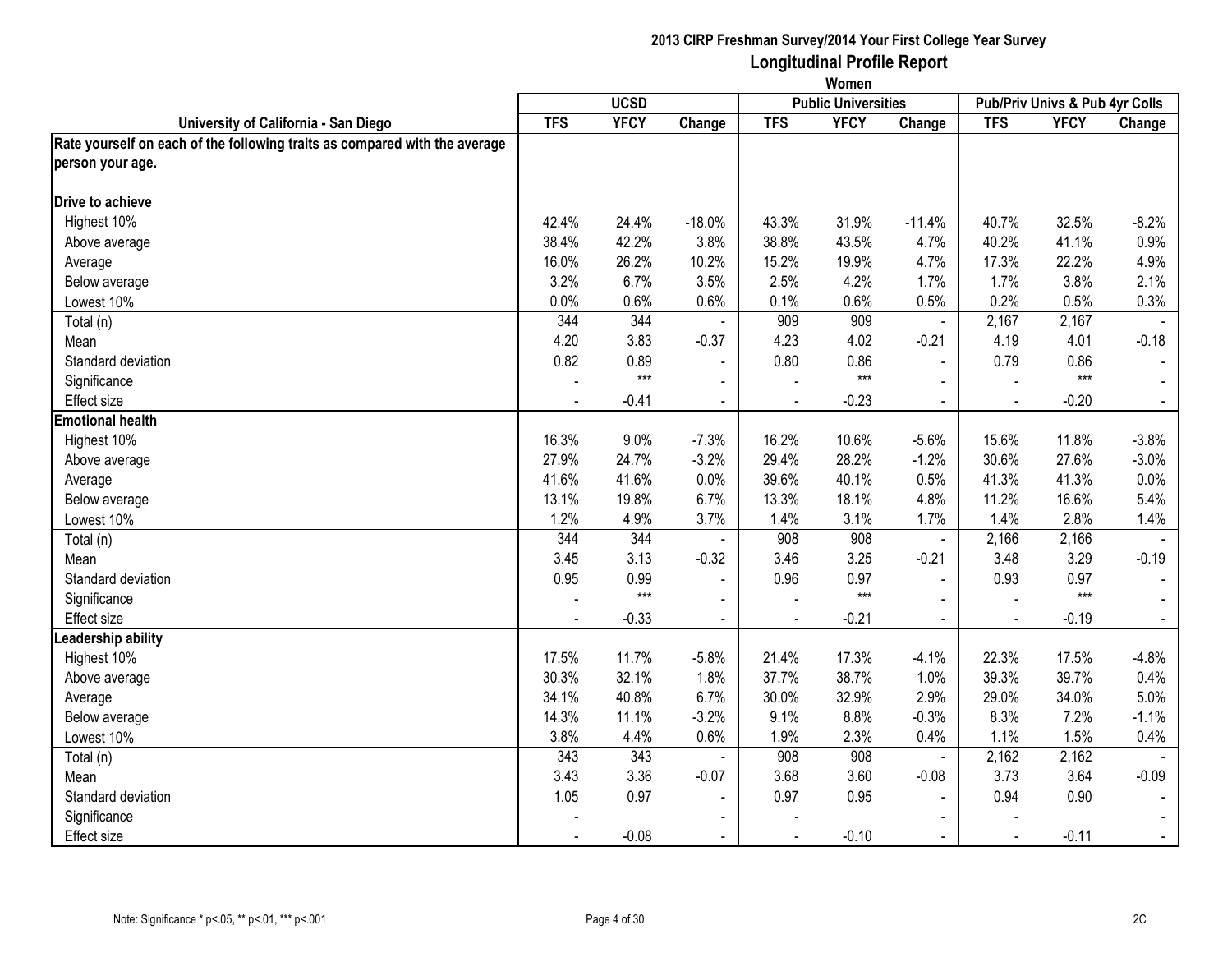**2013 CIRP Freshman Survey/2014 Your First College Year Survey**

## Longitudinal Profile Report

**Women**

| University of California - San Diego | UCSD | | | Public Universities | | | Pub/Priv Univs & Pub 4yr Colls | | |
|---|---|---|---|---|---|---|---|---|---|
| | TFS | YFCY | Change | TFS | YFCY | Change | TFS | YFCY | Change |
| **Rate yourself on each of the following traits as compared with the average person your age.** | | | | | | | | | |
| **Drive to achieve** | | | | | | | | | |
| Highest 10% | 42.4% | 24.4% | -18.0% | 43.3% | 31.9% | -11.4% | 40.7% | 32.5% | -8.2% |
| Above average | 38.4% | 42.2% | 3.8% | 38.8% | 43.5% | 4.7% | 40.2% | 41.1% | 0.9% |
| Average | 16.0% | 26.2% | 10.2% | 15.2% | 19.9% | 4.7% | 17.3% | 22.2% | 4.9% |
| Below average | 3.2% | 6.7% | 3.5% | 2.5% | 4.2% | 1.7% | 1.7% | 3.8% | 2.1% |
| Lowest 10% | 0.0% | 0.6% | 0.6% | 0.1% | 0.6% | 0.5% | 0.2% | 0.5% | 0.3% |
| Total (n) | 344 | 344 | - | 909 | 909 | - | 2,167 | 2,167 | - |
| Mean | 4.20 | 3.83 | -0.37 | 4.23 | 4.02 | -0.21 | 4.19 | 4.01 | -0.18 |
| Standard deviation | 0.82 | 0.89 | - | 0.80 | 0.86 | - | 0.79 | 0.86 | - |
| Significance | - | *** | - | - | *** | - | - | *** | - |
| Effect size | - | -0.41 | - | - | -0.23 | - | - | -0.20 | - |
| **Emotional health** | | | | | | | | | |
| Highest 10% | 16.3% | 9.0% | -7.3% | 16.2% | 10.6% | -5.6% | 15.6% | 11.8% | -3.8% |
| Above average | 27.9% | 24.7% | -3.2% | 29.4% | 28.2% | -1.2% | 30.6% | 27.6% | -3.0% |
| Average | 41.6% | 41.6% | 0.0% | 39.6% | 40.1% | 0.5% | 41.3% | 41.3% | 0.0% |
| Below average | 13.1% | 19.8% | 6.7% | 13.3% | 18.1% | 4.8% | 11.2% | 16.6% | 5.4% |
| Lowest 10% | 1.2% | 4.9% | 3.7% | 1.4% | 3.1% | 1.7% | 1.4% | 2.8% | 1.4% |
| Total (n) | 344 | 344 | - | 908 | 908 | - | 2,166 | 2,166 | - |
| Mean | 3.45 | 3.13 | -0.32 | 3.46 | 3.25 | -0.21 | 3.48 | 3.29 | -0.19 |
| Standard deviation | 0.95 | 0.99 | - | 0.96 | 0.97 | - | 0.93 | 0.97 | - |
| Significance | - | *** | - | - | *** | - | - | *** | - |
| Effect size | - | -0.33 | - | - | -0.21 | - | - | -0.19 | - |
| **Leadership ability** | | | | | | | | | |
| Highest 10% | 17.5% | 11.7% | -5.8% | 21.4% | 17.3% | -4.1% | 22.3% | 17.5% | -4.8% |
| Above average | 30.3% | 32.1% | 1.8% | 37.7% | 38.7% | 1.0% | 39.3% | 39.7% | 0.4% |
| Average | 34.1% | 40.8% | 6.7% | 30.0% | 32.9% | 2.9% | 29.0% | 34.0% | 5.0% |
| Below average | 14.3% | 11.1% | -3.2% | 9.1% | 8.8% | -0.3% | 8.3% | 7.2% | -1.1% |
| Lowest 10% | 3.8% | 4.4% | 0.6% | 1.9% | 2.3% | 0.4% | 1.1% | 1.5% | 0.4% |
| Total (n) | 343 | 343 | - | 908 | 908 | - | 2,162 | 2,162 | - |
| Mean | 3.43 | 3.36 | -0.07 | 3.68 | 3.60 | -0.08 | 3.73 | 3.64 | -0.09 |
| Standard deviation | 1.05 | 0.97 | - | 0.97 | 0.95 | - | 0.94 | 0.90 | - |
| Significance | - | | - | - | | - | - | | - |
| Effect size | - | -0.08 | - | - | -0.10 | - | - | -0.11 | - |

Note: Significance * p<.05, ** p<.01, *** p<.001

2C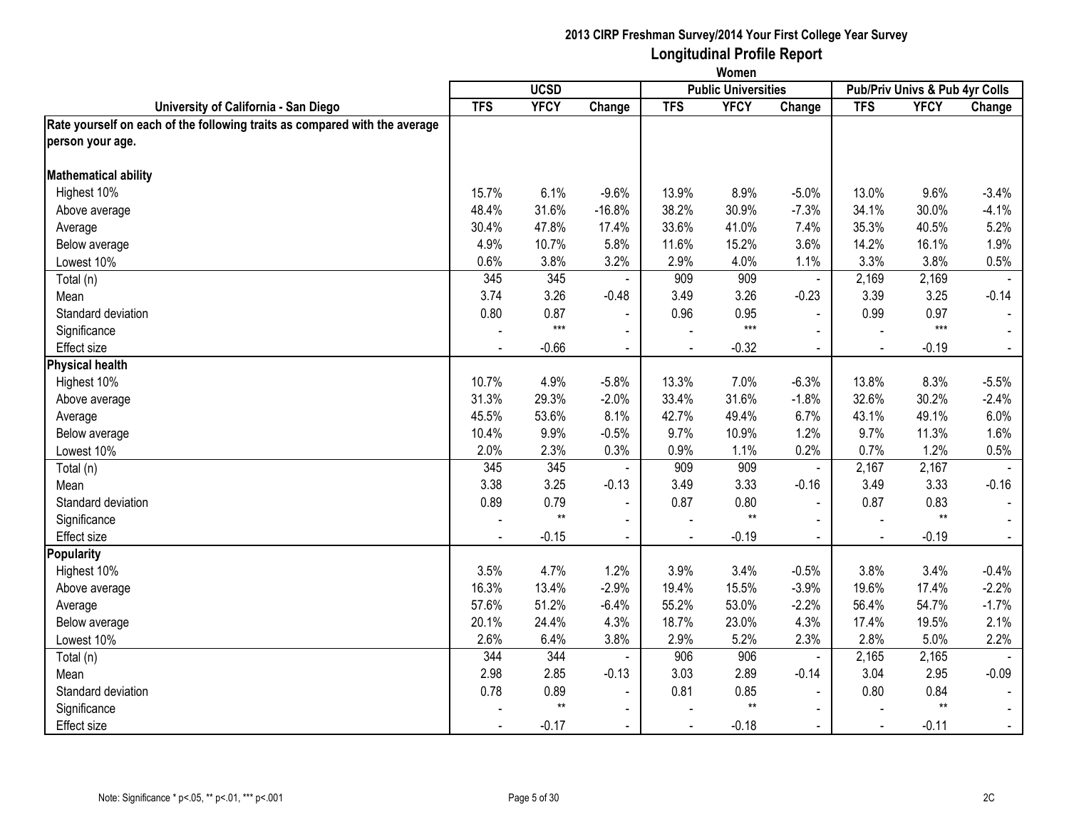**2013 CIRP Freshman Survey/2014 Your First College Year Survey**
**Longitudinal Profile Report**
**Women**

| University of California - San Diego | UCSD | | | Public Universities | | | Pub/Priv Univs & Pub 4yr Colls | | |
|---|---|---|---|---|---|---|---|---|---|
| | TFS | YFCY | Change | TFS | YFCY | Change | TFS | YFCY | Change |
| **Rate yourself on each of the following traits as compared with the average person your age.** | | | | | | | | | |
| **Mathematical ability** | | | | | | | | | |
| Highest 10% | 15.7% | 6.1% | -9.6% | 13.9% | 8.9% | -5.0% | 13.0% | 9.6% | -3.4% |
| Above average | 48.4% | 31.6% | -16.8% | 38.2% | 30.9% | -7.3% | 34.1% | 30.0% | -4.1% |
| Average | 30.4% | 47.8% | 17.4% | 33.6% | 41.0% | 7.4% | 35.3% | 40.5% | 5.2% |
| Below average | 4.9% | 10.7% | 5.8% | 11.6% | 15.2% | 3.6% | 14.2% | 16.1% | 1.9% |
| Lowest 10% | 0.6% | 3.8% | 3.2% | 2.9% | 4.0% | 1.1% | 3.3% | 3.8% | 0.5% |
| Total (n) | 345 | 345 | - | 909 | 909 | - | 2,169 | 2,169 | - |
| Mean | 3.74 | 3.26 | -0.48 | 3.49 | 3.26 | -0.23 | 3.39 | 3.25 | -0.14 |
| Standard deviation | 0.80 | 0.87 | - | 0.96 | 0.95 | - | 0.99 | 0.97 | - |
| Significance | - | *** | - | - | *** | - | - | *** | - |
| Effect size | - | -0.66 | - | - | -0.32 | - | - | -0.19 | - |
| **Physical health** | | | | | | | | | |
| Highest 10% | 10.7% | 4.9% | -5.8% | 13.3% | 7.0% | -6.3% | 13.8% | 8.3% | -5.5% |
| Above average | 31.3% | 29.3% | -2.0% | 33.4% | 31.6% | -1.8% | 32.6% | 30.2% | -2.4% |
| Average | 45.5% | 53.6% | 8.1% | 42.7% | 49.4% | 6.7% | 43.1% | 49.1% | 6.0% |
| Below average | 10.4% | 9.9% | -0.5% | 9.7% | 10.9% | 1.2% | 9.7% | 11.3% | 1.6% |
| Lowest 10% | 2.0% | 2.3% | 0.3% | 0.9% | 1.1% | 0.2% | 0.7% | 1.2% | 0.5% |
| Total (n) | 345 | 345 | - | 909 | 909 | - | 2,167 | 2,167 | - |
| Mean | 3.38 | 3.25 | -0.13 | 3.49 | 3.33 | -0.16 | 3.49 | 3.33 | -0.16 |
| Standard deviation | 0.89 | 0.79 | - | 0.87 | 0.80 | - | 0.87 | 0.83 | - |
| Significance | - | ** | - | - | ** | - | - | ** | - |
| Effect size | - | -0.15 | - | - | -0.19 | - | - | -0.19 | - |
| **Popularity** | | | | | | | | | |
| Highest 10% | 3.5% | 4.7% | 1.2% | 3.9% | 3.4% | -0.5% | 3.8% | 3.4% | -0.4% |
| Above average | 16.3% | 13.4% | -2.9% | 19.4% | 15.5% | -3.9% | 19.6% | 17.4% | -2.2% |
| Average | 57.6% | 51.2% | -6.4% | 55.2% | 53.0% | -2.2% | 56.4% | 54.7% | -1.7% |
| Below average | 20.1% | 24.4% | 4.3% | 18.7% | 23.0% | 4.3% | 17.4% | 19.5% | 2.1% |
| Lowest 10% | 2.6% | 6.4% | 3.8% | 2.9% | 5.2% | 2.3% | 2.8% | 5.0% | 2.2% |
| Total (n) | 344 | 344 | - | 906 | 906 | - | 2,165 | 2,165 | - |
| Mean | 2.98 | 2.85 | -0.13 | 3.03 | 2.89 | -0.14 | 3.04 | 2.95 | -0.09 |
| Standard deviation | 0.78 | 0.89 | - | 0.81 | 0.85 | - | 0.80 | 0.84 | - |
| Significance | - | ** | - | - | ** | - | - | ** | - |
| Effect size | - | -0.17 | - | - | -0.18 | - | - | -0.11 | - |

Note: Significance * p<.05, ** p<.01, *** p<.001

2C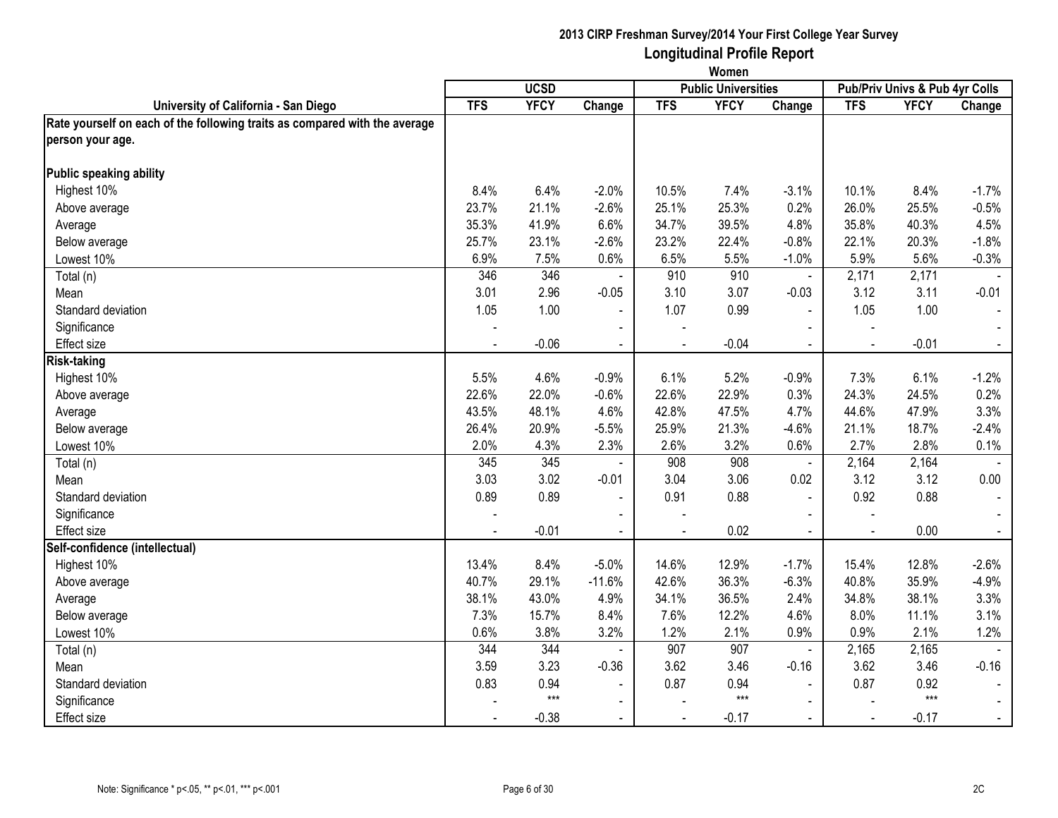## 2013 CIRP Freshman Survey/2014 Your First College Year Survey
## Longitudinal Profile Report
### Women

| University of California - San Diego | UCSD | | | Public Universities | | | Pub/Priv Univs & Pub 4yr Colls | | |
|---|---|---|---|---|---|---|---|---|---|
| | TFS | YFCY | Change | TFS | YFCY | Change | TFS | YFCY | Change |
| **Rate yourself on each of the following traits as compared with the average person your age.** | | | | | | | | | |
| **Public speaking ability** | | | | | | | | | |
| Highest 10% | 8.4% | 6.4% | -2.0% | 10.5% | 7.4% | -3.1% | 10.1% | 8.4% | -1.7% |
| Above average | 23.7% | 21.1% | -2.6% | 25.1% | 25.3% | 0.2% | 26.0% | 25.5% | -0.5% |
| Average | 35.3% | 41.9% | 6.6% | 34.7% | 39.5% | 4.8% | 35.8% | 40.3% | 4.5% |
| Below average | 25.7% | 23.1% | -2.6% | 23.2% | 22.4% | -0.8% | 22.1% | 20.3% | -1.8% |
| Lowest 10% | 6.9% | 7.5% | 0.6% | 6.5% | 5.5% | -1.0% | 5.9% | 5.6% | -0.3% |
| Total (n) | 346 | 346 | - | 910 | 910 | - | 2,171 | 2,171 | - |
| Mean | 3.01 | 2.96 | -0.05 | 3.10 | 3.07 | -0.03 | 3.12 | 3.11 | -0.01 |
| Standard deviation | 1.05 | 1.00 | - | 1.07 | 0.99 | - | 1.05 | 1.00 | - |
| Significance | - | | - | - | | - | - | | - |
| Effect size | - | -0.06 | - | - | -0.04 | - | - | -0.01 | - |
| **Risk-taking** | | | | | | | | | |
| Highest 10% | 5.5% | 4.6% | -0.9% | 6.1% | 5.2% | -0.9% | 7.3% | 6.1% | -1.2% |
| Above average | 22.6% | 22.0% | -0.6% | 22.6% | 22.9% | 0.3% | 24.3% | 24.5% | 0.2% |
| Average | 43.5% | 48.1% | 4.6% | 42.8% | 47.5% | 4.7% | 44.6% | 47.9% | 3.3% |
| Below average | 26.4% | 20.9% | -5.5% | 25.9% | 21.3% | -4.6% | 21.1% | 18.7% | -2.4% |
| Lowest 10% | 2.0% | 4.3% | 2.3% | 2.6% | 3.2% | 0.6% | 2.7% | 2.8% | 0.1% |
| Total (n) | 345 | 345 | - | 908 | 908 | - | 2,164 | 2,164 | - |
| Mean | 3.03 | 3.02 | -0.01 | 3.04 | 3.06 | 0.02 | 3.12 | 3.12 | 0.00 |
| Standard deviation | 0.89 | 0.89 | - | 0.91 | 0.88 | - | 0.92 | 0.88 | - |
| Significance | - | | - | - | | - | - | | - |
| Effect size | - | -0.01 | - | - | 0.02 | - | - | 0.00 | - |
| **Self-confidence (intellectual)** | | | | | | | | | |
| Highest 10% | 13.4% | 8.4% | -5.0% | 14.6% | 12.9% | -1.7% | 15.4% | 12.8% | -2.6% |
| Above average | 40.7% | 29.1% | -11.6% | 42.6% | 36.3% | -6.3% | 40.8% | 35.9% | -4.9% |
| Average | 38.1% | 43.0% | 4.9% | 34.1% | 36.5% | 2.4% | 34.8% | 38.1% | 3.3% |
| Below average | 7.3% | 15.7% | 8.4% | 7.6% | 12.2% | 4.6% | 8.0% | 11.1% | 3.1% |
| Lowest 10% | 0.6% | 3.8% | 3.2% | 1.2% | 2.1% | 0.9% | 0.9% | 2.1% | 1.2% |
| Total (n) | 344 | 344 | - | 907 | 907 | - | 2,165 | 2,165 | - |
| Mean | 3.59 | 3.23 | -0.36 | 3.62 | 3.46 | -0.16 | 3.62 | 3.46 | -0.16 |
| Standard deviation | 0.83 | 0.94 | - | 0.87 | 0.94 | - | 0.87 | 0.92 | - |
| Significance | - | *** | - | - | *** | - | - | *** | - |
| Effect size | - | -0.38 | - | - | -0.17 | - | - | -0.17 | - |

Note: Significance * p<.05, ** p<.01, *** p<.001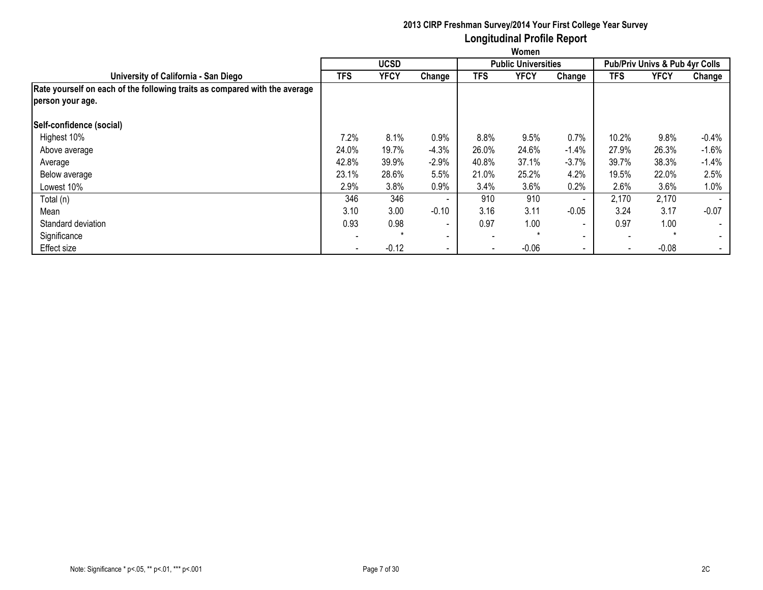**2013 CIRP Freshman Survey/2014 Your First College Year Survey**

## Longitudinal Profile Report

**Women**

| University of California - San Diego | UCSD | | | Public Universities | | | Pub/Priv Univs & Pub 4yr Colls | | |
|---|---|---|---|---|---|---|---|---|---|
| | TFS | YFCY | Change | TFS | YFCY | Change | TFS | YFCY | Change |
| **Rate yourself on each of the following traits as compared with the average person your age.** | | | | | | | | | |
| **Self-confidence (social)** | | | | | | | | | |
| Highest 10% | 7.2% | 8.1% | 0.9% | 8.8% | 9.5% | 0.7% | 10.2% | 9.8% | -0.4% |
| Above average | 24.0% | 19.7% | -4.3% | 26.0% | 24.6% | -1.4% | 27.9% | 26.3% | -1.6% |
| Average | 42.8% | 39.9% | -2.9% | 40.8% | 37.1% | -3.7% | 39.7% | 38.3% | -1.4% |
| Below average | 23.1% | 28.6% | 5.5% | 21.0% | 25.2% | 4.2% | 19.5% | 22.0% | 2.5% |
| Lowest 10% | 2.9% | 3.8% | 0.9% | 3.4% | 3.6% | 0.2% | 2.6% | 3.6% | 1.0% |
| Total (n) | 346 | 346 | - | 910 | 910 | - | 2,170 | 2,170 | - |
| Mean | 3.10 | 3.00 | -0.10 | 3.16 | 3.11 | -0.05 | 3.24 | 3.17 | -0.07 |
| Standard deviation | 0.93 | 0.98 | - | 0.97 | 1.00 | - | 0.97 | 1.00 | - |
| Significance | - | * | - | - | * | - | - | * | - |
| Effect size | - | -0.12 | - | - | -0.06 | - | - | -0.08 | - |

Note: Significance * p<.05, ** p<.01, *** p<.001

2C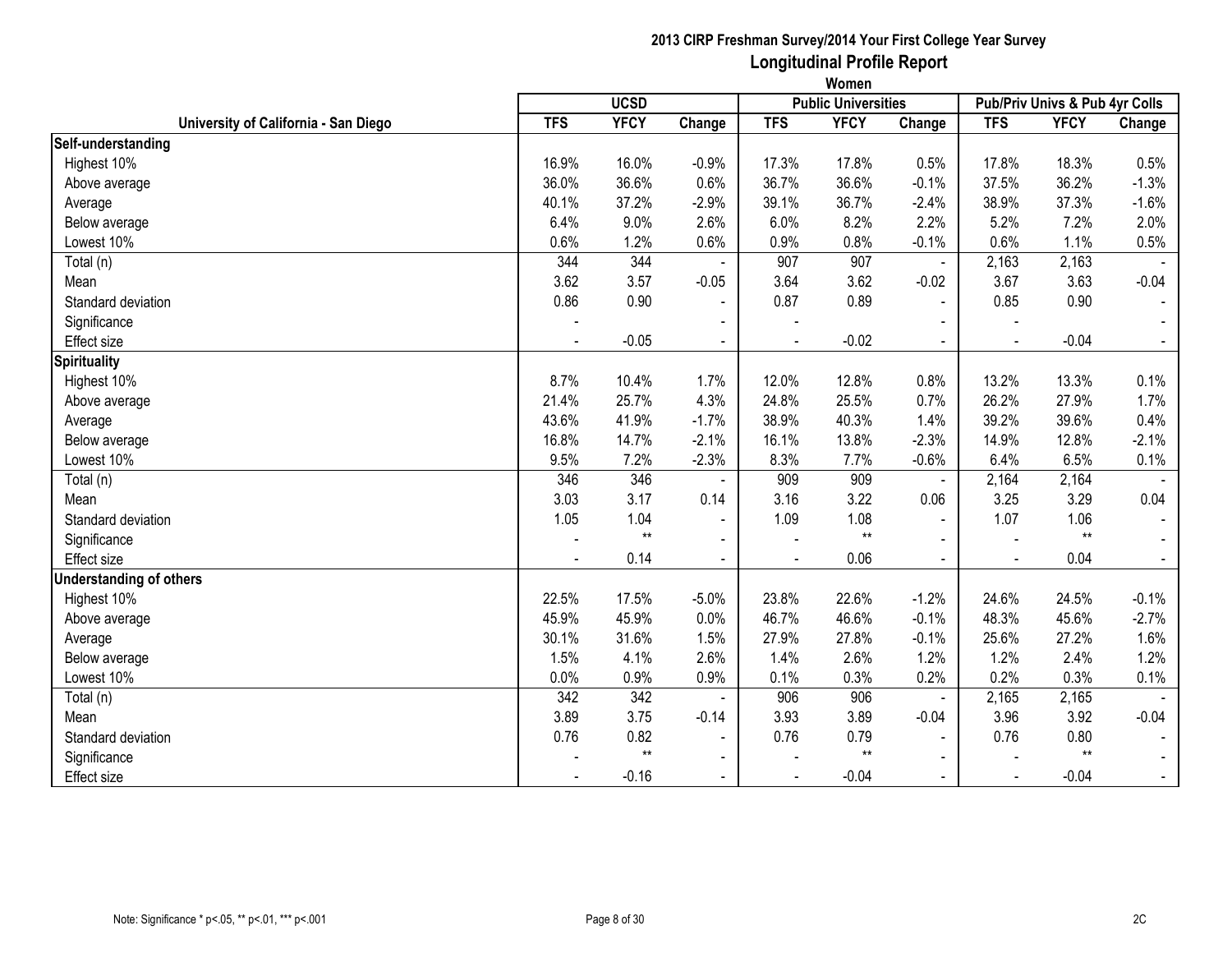**2013 CIRP Freshman Survey/2014 Your First College Year Survey**
**Longitudinal Profile Report**
**Women**

| University of California - San Diego | UCSD | | | Public Universities | | | Pub/Priv Univs & Pub 4yr Colls | | |
|---|---|---|---|---|---|---|---|---|---|
| | TFS | YFCY | Change | TFS | YFCY | Change | TFS | YFCY | Change |
| **Self-understanding** | | | | | | | | | |
| Highest 10% | 16.9% | 16.0% | -0.9% | 17.3% | 17.8% | 0.5% | 17.8% | 18.3% | 0.5% |
| Above average | 36.0% | 36.6% | 0.6% | 36.7% | 36.6% | -0.1% | 37.5% | 36.2% | -1.3% |
| Average | 40.1% | 37.2% | -2.9% | 39.1% | 36.7% | -2.4% | 38.9% | 37.3% | -1.6% |
| Below average | 6.4% | 9.0% | 2.6% | 6.0% | 8.2% | 2.2% | 5.2% | 7.2% | 2.0% |
| Lowest 10% | 0.6% | 1.2% | 0.6% | 0.9% | 0.8% | -0.1% | 0.6% | 1.1% | 0.5% |
| Total (n) | 344 | 344 | - | 907 | 907 | - | 2,163 | 2,163 | - |
| Mean | 3.62 | 3.57 | -0.05 | 3.64 | 3.62 | -0.02 | 3.67 | 3.63 | -0.04 |
| Standard deviation | 0.86 | 0.90 | - | 0.87 | 0.89 | - | 0.85 | 0.90 | - |
| Significance | - | | - | - | | - | - | | - |
| Effect size | - | -0.05 | - | - | -0.02 | - | - | -0.04 | - |
| **Spirituality** | | | | | | | | | |
| Highest 10% | 8.7% | 10.4% | 1.7% | 12.0% | 12.8% | 0.8% | 13.2% | 13.3% | 0.1% |
| Above average | 21.4% | 25.7% | 4.3% | 24.8% | 25.5% | 0.7% | 26.2% | 27.9% | 1.7% |
| Average | 43.6% | 41.9% | -1.7% | 38.9% | 40.3% | 1.4% | 39.2% | 39.6% | 0.4% |
| Below average | 16.8% | 14.7% | -2.1% | 16.1% | 13.8% | -2.3% | 14.9% | 12.8% | -2.1% |
| Lowest 10% | 9.5% | 7.2% | -2.3% | 8.3% | 7.7% | -0.6% | 6.4% | 6.5% | 0.1% |
| Total (n) | 346 | 346 | - | 909 | 909 | - | 2,164 | 2,164 | - |
| Mean | 3.03 | 3.17 | 0.14 | 3.16 | 3.22 | 0.06 | 3.25 | 3.29 | 0.04 |
| Standard deviation | 1.05 | 1.04 | - | 1.09 | 1.08 | - | 1.07 | 1.06 | - |
| Significance | - | ** | - | - | ** | - | - | ** | - |
| Effect size | - | 0.14 | - | - | 0.06 | - | - | 0.04 | - |
| **Understanding of others** | | | | | | | | | |
| Highest 10% | 22.5% | 17.5% | -5.0% | 23.8% | 22.6% | -1.2% | 24.6% | 24.5% | -0.1% |
| Above average | 45.9% | 45.9% | 0.0% | 46.7% | 46.6% | -0.1% | 48.3% | 45.6% | -2.7% |
| Average | 30.1% | 31.6% | 1.5% | 27.9% | 27.8% | -0.1% | 25.6% | 27.2% | 1.6% |
| Below average | 1.5% | 4.1% | 2.6% | 1.4% | 2.6% | 1.2% | 1.2% | 2.4% | 1.2% |
| Lowest 10% | 0.0% | 0.9% | 0.9% | 0.1% | 0.3% | 0.2% | 0.2% | 0.3% | 0.1% |
| Total (n) | 342 | 342 | - | 906 | 906 | - | 2,165 | 2,165 | - |
| Mean | 3.89 | 3.75 | -0.14 | 3.93 | 3.89 | -0.04 | 3.96 | 3.92 | -0.04 |
| Standard deviation | 0.76 | 0.82 | - | 0.76 | 0.79 | - | 0.76 | 0.80 | - |
| Significance | - | ** | - | - | ** | - | - | ** | - |
| Effect size | - | -0.16 | - | - | -0.04 | - | - | -0.04 | - |

Note: Significance * p<.05, ** p<.01, *** p<.001

2C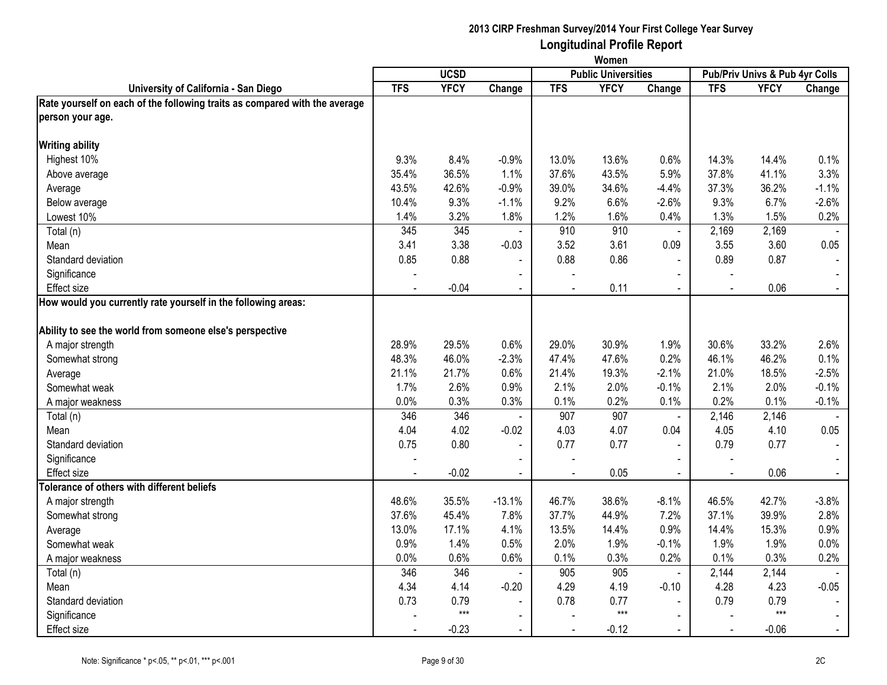## 2013 CIRP Freshman Survey/2014 Your First College Year Survey
## Longitudinal Profile Report
### Women

| University of California - San Diego | UCSD | | | Public Universities | | | Pub/Priv Univs & Pub 4yr Colls | | |
|---|---|---|---|---|---|---|---|---|---|
| | TFS | YFCY | Change | TFS | YFCY | Change | TFS | YFCY | Change |
| **Rate yourself on each of the following traits as compared with the average person your age.** | | | | | | | | | |
| **Writing ability** | | | | | | | | | |
| Highest 10% | 9.3% | 8.4% | -0.9% | 13.0% | 13.6% | 0.6% | 14.3% | 14.4% | 0.1% |
| Above average | 35.4% | 36.5% | 1.1% | 37.6% | 43.5% | 5.9% | 37.8% | 41.1% | 3.3% |
| Average | 43.5% | 42.6% | -0.9% | 39.0% | 34.6% | -4.4% | 37.3% | 36.2% | -1.1% |
| Below average | 10.4% | 9.3% | -1.1% | 9.2% | 6.6% | -2.6% | 9.3% | 6.7% | -2.6% |
| Lowest 10% | 1.4% | 3.2% | 1.8% | 1.2% | 1.6% | 0.4% | 1.3% | 1.5% | 0.2% |
| Total (n) | 345 | 345 | - | 910 | 910 | - | 2,169 | 2,169 | - |
| Mean | 3.41 | 3.38 | -0.03 | 3.52 | 3.61 | 0.09 | 3.55 | 3.60 | 0.05 |
| Standard deviation | 0.85 | 0.88 | - | 0.88 | 0.86 | - | 0.89 | 0.87 | - |
| Significance | - | | - | - | | - | - | | - |
| Effect size | - | -0.04 | - | - | 0.11 | - | - | 0.06 | - |
| **How would you currently rate yourself in the following areas:** | | | | | | | | | |
| **Ability to see the world from someone else's perspective** | | | | | | | | | |
| A major strength | 28.9% | 29.5% | 0.6% | 29.0% | 30.9% | 1.9% | 30.6% | 33.2% | 2.6% |
| Somewhat strong | 48.3% | 46.0% | -2.3% | 47.4% | 47.6% | 0.2% | 46.1% | 46.2% | 0.1% |
| Average | 21.1% | 21.7% | 0.6% | 21.4% | 19.3% | -2.1% | 21.0% | 18.5% | -2.5% |
| Somewhat weak | 1.7% | 2.6% | 0.9% | 2.1% | 2.0% | -0.1% | 2.1% | 2.0% | -0.1% |
| A major weakness | 0.0% | 0.3% | 0.3% | 0.1% | 0.2% | 0.1% | 0.2% | 0.1% | -0.1% |
| Total (n) | 346 | 346 | - | 907 | 907 | - | 2,146 | 2,146 | - |
| Mean | 4.04 | 4.02 | -0.02 | 4.03 | 4.07 | 0.04 | 4.05 | 4.10 | 0.05 |
| Standard deviation | 0.75 | 0.80 | - | 0.77 | 0.77 | - | 0.79 | 0.77 | - |
| Significance | - | | - | - | | - | - | | - |
| Effect size | - | -0.02 | - | - | 0.05 | - | - | 0.06 | - |
| **Tolerance of others with different beliefs** | | | | | | | | | |
| A major strength | 48.6% | 35.5% | -13.1% | 46.7% | 38.6% | -8.1% | 46.5% | 42.7% | -3.8% |
| Somewhat strong | 37.6% | 45.4% | 7.8% | 37.7% | 44.9% | 7.2% | 37.1% | 39.9% | 2.8% |
| Average | 13.0% | 17.1% | 4.1% | 13.5% | 14.4% | 0.9% | 14.4% | 15.3% | 0.9% |
| Somewhat weak | 0.9% | 1.4% | 0.5% | 2.0% | 1.9% | -0.1% | 1.9% | 1.9% | 0.0% |
| A major weakness | 0.0% | 0.6% | 0.6% | 0.1% | 0.3% | 0.2% | 0.1% | 0.3% | 0.2% |
| Total (n) | 346 | 346 | - | 905 | 905 | - | 2,144 | 2,144 | - |
| Mean | 4.34 | 4.14 | -0.20 | 4.29 | 4.19 | -0.10 | 4.28 | 4.23 | -0.05 |
| Standard deviation | 0.73 | 0.79 | - | 0.78 | 0.77 | - | 0.79 | 0.79 | - |
| Significance | - | *** | - | - | *** | - | - | *** | - |
| Effect size | - | -0.23 | - | - | -0.12 | - | - | -0.06 | - |

Note: Significance * p<.05, ** p<.01, *** p<.001

2C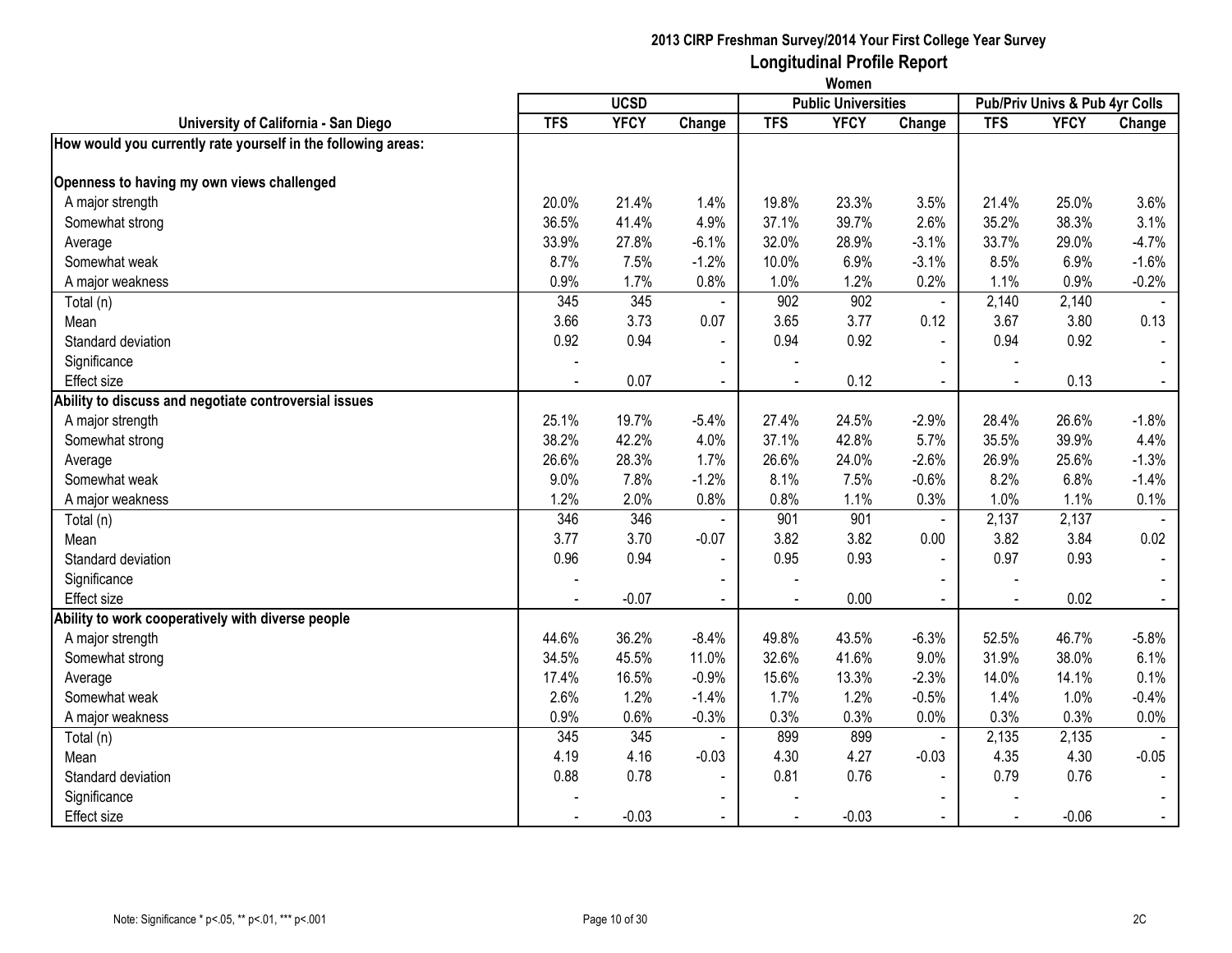## 2013 CIRP Freshman Survey/2014 Your First College Year Survey
## Longitudinal Profile Report
### Women

| University of California - San Diego | UCSD | | | Public Universities | | | Pub/Priv Univs & Pub 4yr Colls | | |
|---|---|---|---|---|---|---|---|---|---|
| | TFS | YFCY | Change | TFS | YFCY | Change | TFS | YFCY | Change |
| **How would you currently rate yourself in the following areas:** | | | | | | | | | |
| **Openness to having my own views challenged** | | | | | | | | | |
| A major strength | 20.0% | 21.4% | 1.4% | 19.8% | 23.3% | 3.5% | 21.4% | 25.0% | 3.6% |
| Somewhat strong | 36.5% | 41.4% | 4.9% | 37.1% | 39.7% | 2.6% | 35.2% | 38.3% | 3.1% |
| Average | 33.9% | 27.8% | -6.1% | 32.0% | 28.9% | -3.1% | 33.7% | 29.0% | -4.7% |
| Somewhat weak | 8.7% | 7.5% | -1.2% | 10.0% | 6.9% | -3.1% | 8.5% | 6.9% | -1.6% |
| A major weakness | 0.9% | 1.7% | 0.8% | 1.0% | 1.2% | 0.2% | 1.1% | 0.9% | -0.2% |
| Total (n) | 345 | 345 | - | 902 | 902 | - | 2,140 | 2,140 | - |
| Mean | 3.66 | 3.73 | 0.07 | 3.65 | 3.77 | 0.12 | 3.67 | 3.80 | 0.13 |
| Standard deviation | 0.92 | 0.94 | - | 0.94 | 0.92 | - | 0.94 | 0.92 | - |
| Significance | - | | - | - | | - | - | | - |
| Effect size | - | 0.07 | - | - | 0.12 | - | - | 0.13 | - |
| **Ability to discuss and negotiate controversial issues** | | | | | | | | | |
| A major strength | 25.1% | 19.7% | -5.4% | 27.4% | 24.5% | -2.9% | 28.4% | 26.6% | -1.8% |
| Somewhat strong | 38.2% | 42.2% | 4.0% | 37.1% | 42.8% | 5.7% | 35.5% | 39.9% | 4.4% |
| Average | 26.6% | 28.3% | 1.7% | 26.6% | 24.0% | -2.6% | 26.9% | 25.6% | -1.3% |
| Somewhat weak | 9.0% | 7.8% | -1.2% | 8.1% | 7.5% | -0.6% | 8.2% | 6.8% | -1.4% |
| A major weakness | 1.2% | 2.0% | 0.8% | 0.8% | 1.1% | 0.3% | 1.0% | 1.1% | 0.1% |
| Total (n) | 346 | 346 | - | 901 | 901 | - | 2,137 | 2,137 | - |
| Mean | 3.77 | 3.70 | -0.07 | 3.82 | 3.82 | 0.00 | 3.82 | 3.84 | 0.02 |
| Standard deviation | 0.96 | 0.94 | - | 0.95 | 0.93 | - | 0.97 | 0.93 | - |
| Significance | - | | - | - | | - | - | | - |
| Effect size | - | -0.07 | - | - | 0.00 | - | - | 0.02 | - |
| **Ability to work cooperatively with diverse people** | | | | | | | | | |
| A major strength | 44.6% | 36.2% | -8.4% | 49.8% | 43.5% | -6.3% | 52.5% | 46.7% | -5.8% |
| Somewhat strong | 34.5% | 45.5% | 11.0% | 32.6% | 41.6% | 9.0% | 31.9% | 38.0% | 6.1% |
| Average | 17.4% | 16.5% | -0.9% | 15.6% | 13.3% | -2.3% | 14.0% | 14.1% | 0.1% |
| Somewhat weak | 2.6% | 1.2% | -1.4% | 1.7% | 1.2% | -0.5% | 1.4% | 1.0% | -0.4% |
| A major weakness | 0.9% | 0.6% | -0.3% | 0.3% | 0.3% | 0.0% | 0.3% | 0.3% | 0.0% |
| Total (n) | 345 | 345 | - | 899 | 899 | - | 2,135 | 2,135 | - |
| Mean | 4.19 | 4.16 | -0.03 | 4.30 | 4.27 | -0.03 | 4.35 | 4.30 | -0.05 |
| Standard deviation | 0.88 | 0.78 | - | 0.81 | 0.76 | - | 0.79 | 0.76 | - |
| Significance | - | | - | - | | - | - | | - |
| Effect size | - | -0.03 | - | - | -0.03 | - | - | -0.06 | - |

Note: Significance * p<.05, ** p<.01, *** p<.001

2C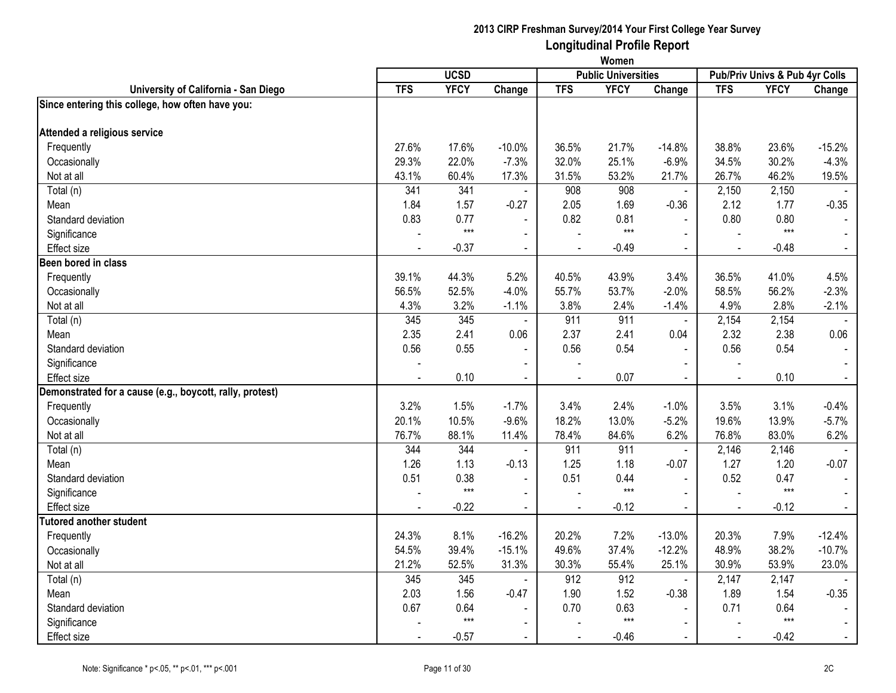**2013 CIRP Freshman Survey/2014 Your First College Year Survey**
**Longitudinal Profile Report**
**Women**

| University of California - San Diego | UCSD | | | Public Universities | | | Pub/Priv Univs & Pub 4yr Colls | | |
|---|---|---|---|---|---|---|---|---|---|
| | TFS | YFCY | Change | TFS | YFCY | Change | TFS | YFCY | Change |
| **Since entering this college, how often have you:** | | | | | | | | | |
| **Attended a religious service** | | | | | | | | | |
| Frequently | 27.6% | 17.6% | -10.0% | 36.5% | 21.7% | -14.8% | 38.8% | 23.6% | -15.2% |
| Occasionally | 29.3% | 22.0% | -7.3% | 32.0% | 25.1% | -6.9% | 34.5% | 30.2% | -4.3% |
| Not at all | 43.1% | 60.4% | 17.3% | 31.5% | 53.2% | 21.7% | 26.7% | 46.2% | 19.5% |
| Total (n) | 341 | 341 | - | 908 | 908 | - | 2,150 | 2,150 | - |
| Mean | 1.84 | 1.57 | -0.27 | 2.05 | 1.69 | -0.36 | 2.12 | 1.77 | -0.35 |
| Standard deviation | 0.83 | 0.77 | - | 0.82 | 0.81 | - | 0.80 | 0.80 | - |
| Significance | - | *** | - | - | *** | - | - | *** | - |
| Effect size | - | -0.37 | - | - | -0.49 | - | - | -0.48 | - |
| **Been bored in class** | | | | | | | | | |
| Frequently | 39.1% | 44.3% | 5.2% | 40.5% | 43.9% | 3.4% | 36.5% | 41.0% | 4.5% |
| Occasionally | 56.5% | 52.5% | -4.0% | 55.7% | 53.7% | -2.0% | 58.5% | 56.2% | -2.3% |
| Not at all | 4.3% | 3.2% | -1.1% | 3.8% | 2.4% | -1.4% | 4.9% | 2.8% | -2.1% |
| Total (n) | 345 | 345 | - | 911 | 911 | - | 2,154 | 2,154 | - |
| Mean | 2.35 | 2.41 | 0.06 | 2.37 | 2.41 | 0.04 | 2.32 | 2.38 | 0.06 |
| Standard deviation | 0.56 | 0.55 | - | 0.56 | 0.54 | - | 0.56 | 0.54 | - |
| Significance | - | | - | - | | - | - | | - |
| Effect size | - | 0.10 | - | - | 0.07 | - | - | 0.10 | - |
| **Demonstrated for a cause (e.g., boycott, rally, protest)** | | | | | | | | | |
| Frequently | 3.2% | 1.5% | -1.7% | 3.4% | 2.4% | -1.0% | 3.5% | 3.1% | -0.4% |
| Occasionally | 20.1% | 10.5% | -9.6% | 18.2% | 13.0% | -5.2% | 19.6% | 13.9% | -5.7% |
| Not at all | 76.7% | 88.1% | 11.4% | 78.4% | 84.6% | 6.2% | 76.8% | 83.0% | 6.2% |
| Total (n) | 344 | 344 | - | 911 | 911 | - | 2,146 | 2,146 | - |
| Mean | 1.26 | 1.13 | -0.13 | 1.25 | 1.18 | -0.07 | 1.27 | 1.20 | -0.07 |
| Standard deviation | 0.51 | 0.38 | - | 0.51 | 0.44 | - | 0.52 | 0.47 | - |
| Significance | - | *** | - | - | *** | - | - | *** | - |
| Effect size | - | -0.22 | - | - | -0.12 | - | - | -0.12 | - |
| **Tutored another student** | | | | | | | | | |
| Frequently | 24.3% | 8.1% | -16.2% | 20.2% | 7.2% | -13.0% | 20.3% | 7.9% | -12.4% |
| Occasionally | 54.5% | 39.4% | -15.1% | 49.6% | 37.4% | -12.2% | 48.9% | 38.2% | -10.7% |
| Not at all | 21.2% | 52.5% | 31.3% | 30.3% | 55.4% | 25.1% | 30.9% | 53.9% | 23.0% |
| Total (n) | 345 | 345 | - | 912 | 912 | - | 2,147 | 2,147 | - |
| Mean | 2.03 | 1.56 | -0.47 | 1.90 | 1.52 | -0.38 | 1.89 | 1.54 | -0.35 |
| Standard deviation | 0.67 | 0.64 | - | 0.70 | 0.63 | - | 0.71 | 0.64 | - |
| Significance | - | *** | - | - | *** | - | - | *** | - |
| Effect size | - | -0.57 | - | - | -0.46 | - | - | -0.42 | - |

Note: Significance * p<.05, ** p<.01, *** p<.001

2C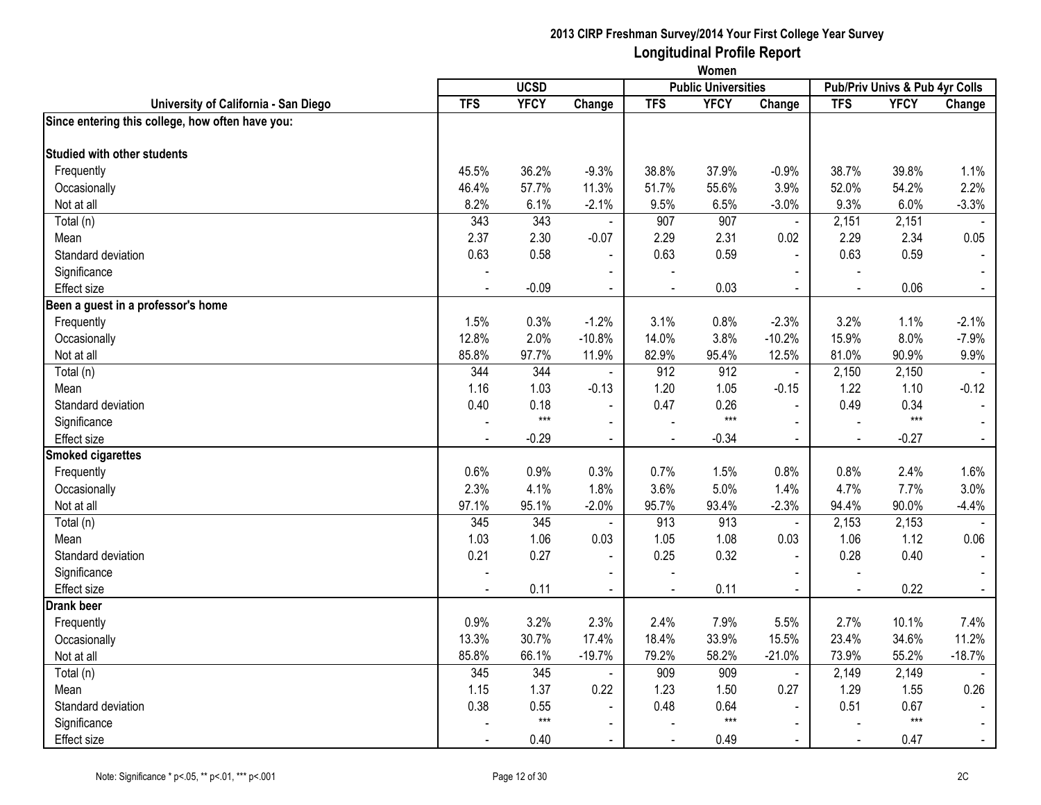# 2013 CIRP Freshman Survey/2014 Your First College Year Survey
## Longitudinal Profile Report
### Women

| University of California - San Diego | UCSD | | | Public Universities | | | Pub/Priv Univs & Pub 4yr Colls | | |
|---|---|---|---|---|---|---|---|---|---|
| | TFS | YFCY | Change | TFS | YFCY | Change | TFS | YFCY | Change |
| **Since entering this college, how often have you:** | | | | | | | | | |
| **Studied with other students** | | | | | | | | | |
| Frequently | 45.5% | 36.2% | -9.3% | 38.8% | 37.9% | -0.9% | 38.7% | 39.8% | 1.1% |
| Occasionally | 46.4% | 57.7% | 11.3% | 51.7% | 55.6% | 3.9% | 52.0% | 54.2% | 2.2% |
| Not at all | 8.2% | 6.1% | -2.1% | 9.5% | 6.5% | -3.0% | 9.3% | 6.0% | -3.3% |
| Total (n) | 343 | 343 | - | 907 | 907 | - | 2,151 | 2,151 | - |
| Mean | 2.37 | 2.30 | -0.07 | 2.29 | 2.31 | 0.02 | 2.29 | 2.34 | 0.05 |
| Standard deviation | 0.63 | 0.58 | - | 0.63 | 0.59 | - | 0.63 | 0.59 | - |
| Significance | - | | - | - | | - | - | | - |
| Effect size | - | -0.09 | - | - | 0.03 | - | - | 0.06 | - |
| **Been a guest in a professor's home** | | | | | | | | | |
| Frequently | 1.5% | 0.3% | -1.2% | 3.1% | 0.8% | -2.3% | 3.2% | 1.1% | -2.1% |
| Occasionally | 12.8% | 2.0% | -10.8% | 14.0% | 3.8% | -10.2% | 15.9% | 8.0% | -7.9% |
| Not at all | 85.8% | 97.7% | 11.9% | 82.9% | 95.4% | 12.5% | 81.0% | 90.9% | 9.9% |
| Total (n) | 344 | 344 | - | 912 | 912 | - | 2,150 | 2,150 | - |
| Mean | 1.16 | 1.03 | -0.13 | 1.20 | 1.05 | -0.15 | 1.22 | 1.10 | -0.12 |
| Standard deviation | 0.40 | 0.18 | - | 0.47 | 0.26 | - | 0.49 | 0.34 | - |
| Significance | - | *** | - | - | *** | - | - | *** | - |
| Effect size | - | -0.29 | - | - | -0.34 | - | - | -0.27 | - |
| **Smoked cigarettes** | | | | | | | | | |
| Frequently | 0.6% | 0.9% | 0.3% | 0.7% | 1.5% | 0.8% | 0.8% | 2.4% | 1.6% |
| Occasionally | 2.3% | 4.1% | 1.8% | 3.6% | 5.0% | 1.4% | 4.7% | 7.7% | 3.0% |
| Not at all | 97.1% | 95.1% | -2.0% | 95.7% | 93.4% | -2.3% | 94.4% | 90.0% | -4.4% |
| Total (n) | 345 | 345 | - | 913 | 913 | - | 2,153 | 2,153 | - |
| Mean | 1.03 | 1.06 | 0.03 | 1.05 | 1.08 | 0.03 | 1.06 | 1.12 | 0.06 |
| Standard deviation | 0.21 | 0.27 | - | 0.25 | 0.32 | - | 0.28 | 0.40 | - |
| Significance | - | | - | - | | - | - | | - |
| Effect size | - | 0.11 | - | - | 0.11 | - | - | 0.22 | - |
| **Drank beer** | | | | | | | | | |
| Frequently | 0.9% | 3.2% | 2.3% | 2.4% | 7.9% | 5.5% | 2.7% | 10.1% | 7.4% |
| Occasionally | 13.3% | 30.7% | 17.4% | 18.4% | 33.9% | 15.5% | 23.4% | 34.6% | 11.2% |
| Not at all | 85.8% | 66.1% | -19.7% | 79.2% | 58.2% | -21.0% | 73.9% | 55.2% | -18.7% |
| Total (n) | 345 | 345 | - | 909 | 909 | - | 2,149 | 2,149 | - |
| Mean | 1.15 | 1.37 | 0.22 | 1.23 | 1.50 | 0.27 | 1.29 | 1.55 | 0.26 |
| Standard deviation | 0.38 | 0.55 | - | 0.48 | 0.64 | - | 0.51 | 0.67 | - |
| Significance | - | *** | - | - | *** | - | - | *** | - |
| Effect size | - | 0.40 | - | - | 0.49 | - | - | 0.47 | - |

Note: Significance * p<.05, ** p<.01, *** p<.001

2C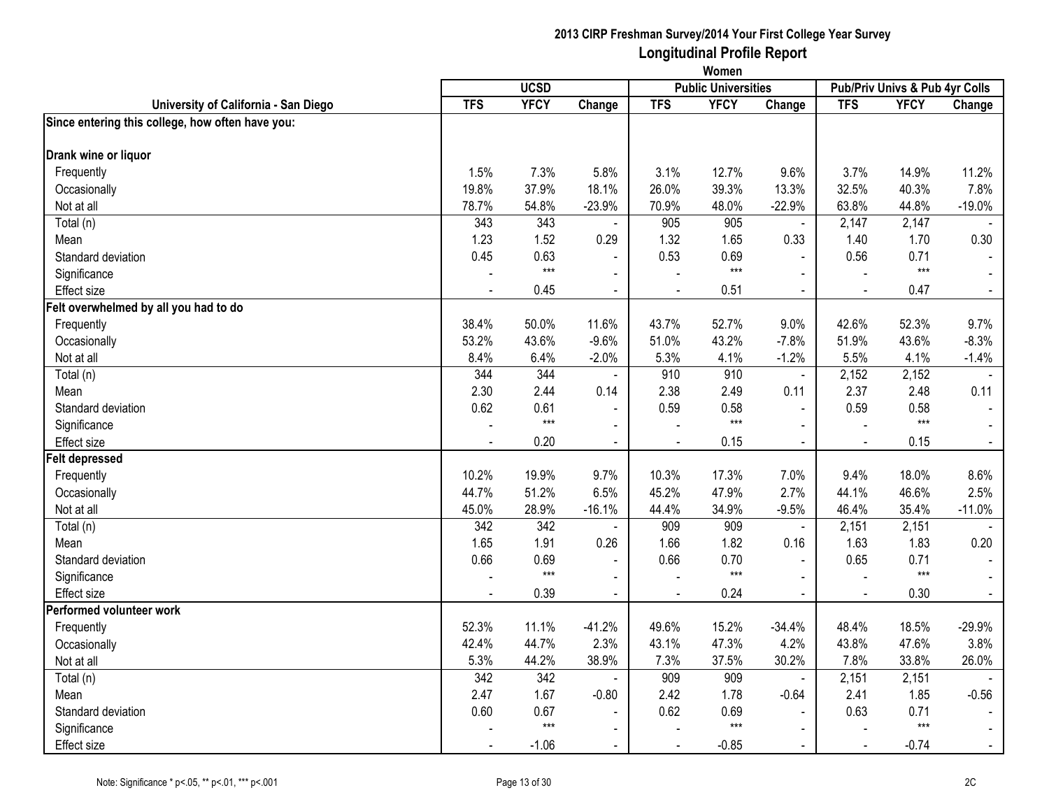**2013 CIRP Freshman Survey/2014 Your First College Year Survey**

## Longitudinal Profile Report

**Women**

| University of California - San Diego | UCSD | | | Public Universities | | | Pub/Priv Univs & Pub 4yr Colls | | |
|---|---|---|---|---|---|---|---|---|---|
| | TFS | YFCY | Change | TFS | YFCY | Change | TFS | YFCY | Change |
| **Since entering this college, how often have you:** | | | | | | | | | |
| **Drank wine or liquor** | | | | | | | | | |
| Frequently | 1.5% | 7.3% | 5.8% | 3.1% | 12.7% | 9.6% | 3.7% | 14.9% | 11.2% |
| Occasionally | 19.8% | 37.9% | 18.1% | 26.0% | 39.3% | 13.3% | 32.5% | 40.3% | 7.8% |
| Not at all | 78.7% | 54.8% | -23.9% | 70.9% | 48.0% | -22.9% | 63.8% | 44.8% | -19.0% |
| Total (n) | 343 | 343 | - | 905 | 905 | - | 2,147 | 2,147 | - |
| Mean | 1.23 | 1.52 | 0.29 | 1.32 | 1.65 | 0.33 | 1.40 | 1.70 | 0.30 |
| Standard deviation | 0.45 | 0.63 | - | 0.53 | 0.69 | - | 0.56 | 0.71 | - |
| Significance | - | *** | - | - | *** | - | - | *** | - |
| Effect size | - | 0.45 | - | - | 0.51 | - | - | 0.47 | - |
| **Felt overwhelmed by all you had to do** | | | | | | | | | |
| Frequently | 38.4% | 50.0% | 11.6% | 43.7% | 52.7% | 9.0% | 42.6% | 52.3% | 9.7% |
| Occasionally | 53.2% | 43.6% | -9.6% | 51.0% | 43.2% | -7.8% | 51.9% | 43.6% | -8.3% |
| Not at all | 8.4% | 6.4% | -2.0% | 5.3% | 4.1% | -1.2% | 5.5% | 4.1% | -1.4% |
| Total (n) | 344 | 344 | - | 910 | 910 | - | 2,152 | 2,152 | - |
| Mean | 2.30 | 2.44 | 0.14 | 2.38 | 2.49 | 0.11 | 2.37 | 2.48 | 0.11 |
| Standard deviation | 0.62 | 0.61 | - | 0.59 | 0.58 | - | 0.59 | 0.58 | - |
| Significance | - | *** | - | - | *** | - | - | *** | - |
| Effect size | - | 0.20 | - | - | 0.15 | - | - | 0.15 | - |
| **Felt depressed** | | | | | | | | | |
| Frequently | 10.2% | 19.9% | 9.7% | 10.3% | 17.3% | 7.0% | 9.4% | 18.0% | 8.6% |
| Occasionally | 44.7% | 51.2% | 6.5% | 45.2% | 47.9% | 2.7% | 44.1% | 46.6% | 2.5% |
| Not at all | 45.0% | 28.9% | -16.1% | 44.4% | 34.9% | -9.5% | 46.4% | 35.4% | -11.0% |
| Total (n) | 342 | 342 | - | 909 | 909 | - | 2,151 | 2,151 | - |
| Mean | 1.65 | 1.91 | 0.26 | 1.66 | 1.82 | 0.16 | 1.63 | 1.83 | 0.20 |
| Standard deviation | 0.66 | 0.69 | - | 0.66 | 0.70 | - | 0.65 | 0.71 | - |
| Significance | - | *** | - | - | *** | - | - | *** | - |
| Effect size | - | 0.39 | - | - | 0.24 | - | - | 0.30 | - |
| **Performed volunteer work** | | | | | | | | | |
| Frequently | 52.3% | 11.1% | -41.2% | 49.6% | 15.2% | -34.4% | 48.4% | 18.5% | -29.9% |
| Occasionally | 42.4% | 44.7% | 2.3% | 43.1% | 47.3% | 4.2% | 43.8% | 47.6% | 3.8% |
| Not at all | 5.3% | 44.2% | 38.9% | 7.3% | 37.5% | 30.2% | 7.8% | 33.8% | 26.0% |
| Total (n) | 342 | 342 | - | 909 | 909 | - | 2,151 | 2,151 | - |
| Mean | 2.47 | 1.67 | -0.80 | 2.42 | 1.78 | -0.64 | 2.41 | 1.85 | -0.56 |
| Standard deviation | 0.60 | 0.67 | - | 0.62 | 0.69 | - | 0.63 | 0.71 | - |
| Significance | - | *** | - | - | *** | - | - | *** | - |
| Effect size | - | -1.06 | - | - | -0.85 | - | - | -0.74 | - |

Note: Significance * p<.05, ** p<.01, *** p<.001

2C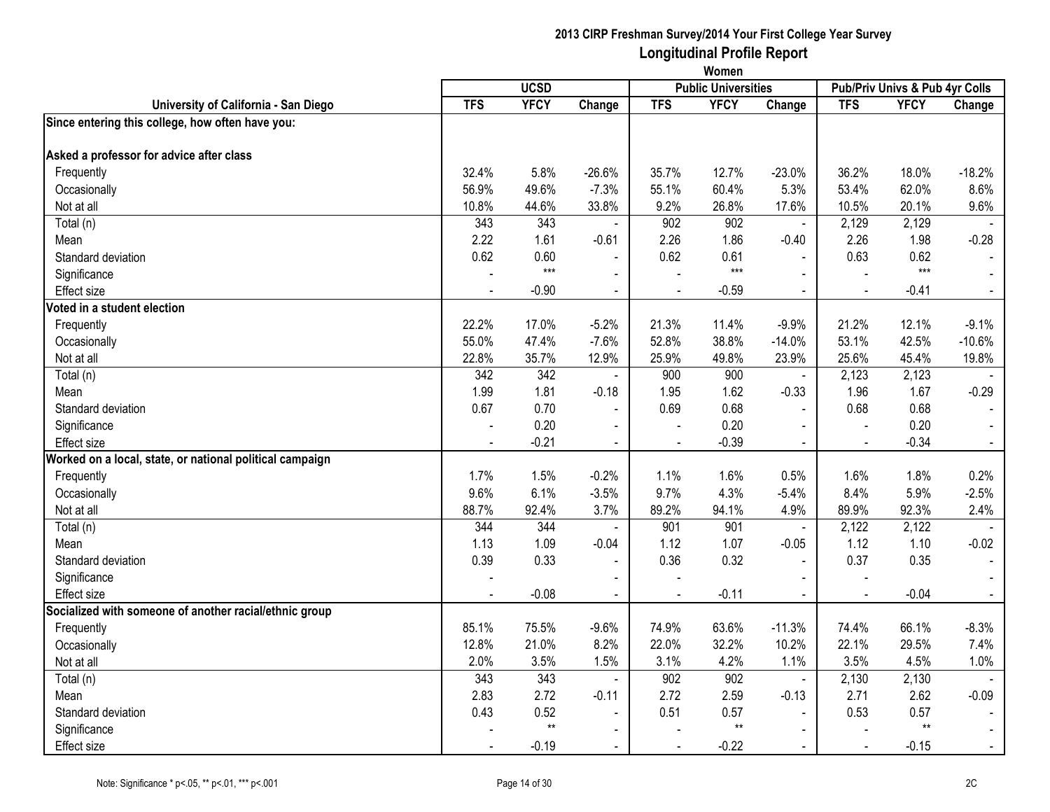# 2013 CIRP Freshman Survey/2014 Your First College Year Survey

## Longitudinal Profile Report

### Women

| University of California - San Diego | UCSD | | | Public Universities | | | Pub/Priv Univs & Pub 4yr Colls | | |
|---|---|---|---|---|---|---|---|---|---|
| | TFS | YFCY | Change | TFS | YFCY | Change | TFS | YFCY | Change |
| **Since entering this college, how often have you:** | | | | | | | | | |
| **Asked a professor for advice after class** | | | | | | | | | |
| Frequently | 32.4% | 5.8% | -26.6% | 35.7% | 12.7% | -23.0% | 36.2% | 18.0% | -18.2% |
| Occasionally | 56.9% | 49.6% | -7.3% | 55.1% | 60.4% | 5.3% | 53.4% | 62.0% | 8.6% |
| Not at all | 10.8% | 44.6% | 33.8% | 9.2% | 26.8% | 17.6% | 10.5% | 20.1% | 9.6% |
| Total (n) | 343 | 343 | - | 902 | 902 | - | 2,129 | 2,129 | - |
| Mean | 2.22 | 1.61 | -0.61 | 2.26 | 1.86 | -0.40 | 2.26 | 1.98 | -0.28 |
| Standard deviation | 0.62 | 0.60 | - | 0.62 | 0.61 | - | 0.63 | 0.62 | - |
| Significance | - | *** | - | - | *** | - | - | *** | - |
| Effect size | - | -0.90 | - | - | -0.59 | - | - | -0.41 | - |
| **Voted in a student election** | | | | | | | | | |
| Frequently | 22.2% | 17.0% | -5.2% | 21.3% | 11.4% | -9.9% | 21.2% | 12.1% | -9.1% |
| Occasionally | 55.0% | 47.4% | -7.6% | 52.8% | 38.8% | -14.0% | 53.1% | 42.5% | -10.6% |
| Not at all | 22.8% | 35.7% | 12.9% | 25.9% | 49.8% | 23.9% | 25.6% | 45.4% | 19.8% |
| Total (n) | 342 | 342 | - | 900 | 900 | - | 2,123 | 2,123 | - |
| Mean | 1.99 | 1.81 | -0.18 | 1.95 | 1.62 | -0.33 | 1.96 | 1.67 | -0.29 |
| Standard deviation | 0.67 | 0.70 | - | 0.69 | 0.68 | - | 0.68 | 0.68 | - |
| Significance | - | 0.20 | - | - | 0.20 | - | - | 0.20 | - |
| Effect size | - | -0.21 | - | - | -0.39 | - | - | -0.34 | - |
| **Worked on a local, state, or national political campaign** | | | | | | | | | |
| Frequently | 1.7% | 1.5% | -0.2% | 1.1% | 1.6% | 0.5% | 1.6% | 1.8% | 0.2% |
| Occasionally | 9.6% | 6.1% | -3.5% | 9.7% | 4.3% | -5.4% | 8.4% | 5.9% | -2.5% |
| Not at all | 88.7% | 92.4% | 3.7% | 89.2% | 94.1% | 4.9% | 89.9% | 92.3% | 2.4% |
| Total (n) | 344 | 344 | - | 901 | 901 | - | 2,122 | 2,122 | - |
| Mean | 1.13 | 1.09 | -0.04 | 1.12 | 1.07 | -0.05 | 1.12 | 1.10 | -0.02 |
| Standard deviation | 0.39 | 0.33 | - | 0.36 | 0.32 | - | 0.37 | 0.35 | - |
| Significance | - | | - | - | | - | - | | - |
| Effect size | - | -0.08 | - | - | -0.11 | - | - | -0.04 | - |
| **Socialized with someone of another racial/ethnic group** | | | | | | | | | |
| Frequently | 85.1% | 75.5% | -9.6% | 74.9% | 63.6% | -11.3% | 74.4% | 66.1% | -8.3% |
| Occasionally | 12.8% | 21.0% | 8.2% | 22.0% | 32.2% | 10.2% | 22.1% | 29.5% | 7.4% |
| Not at all | 2.0% | 3.5% | 1.5% | 3.1% | 4.2% | 1.1% | 3.5% | 4.5% | 1.0% |
| Total (n) | 343 | 343 | - | 902 | 902 | - | 2,130 | 2,130 | - |
| Mean | 2.83 | 2.72 | -0.11 | 2.72 | 2.59 | -0.13 | 2.71 | 2.62 | -0.09 |
| Standard deviation | 0.43 | 0.52 | - | 0.51 | 0.57 | - | 0.53 | 0.57 | - |
| Significance | - | ** | - | - | ** | - | - | ** | - |
| Effect size | - | -0.19 | - | - | -0.22 | - | - | -0.15 | - |

Note: Significance * p<.05, ** p<.01, *** p<.001

2C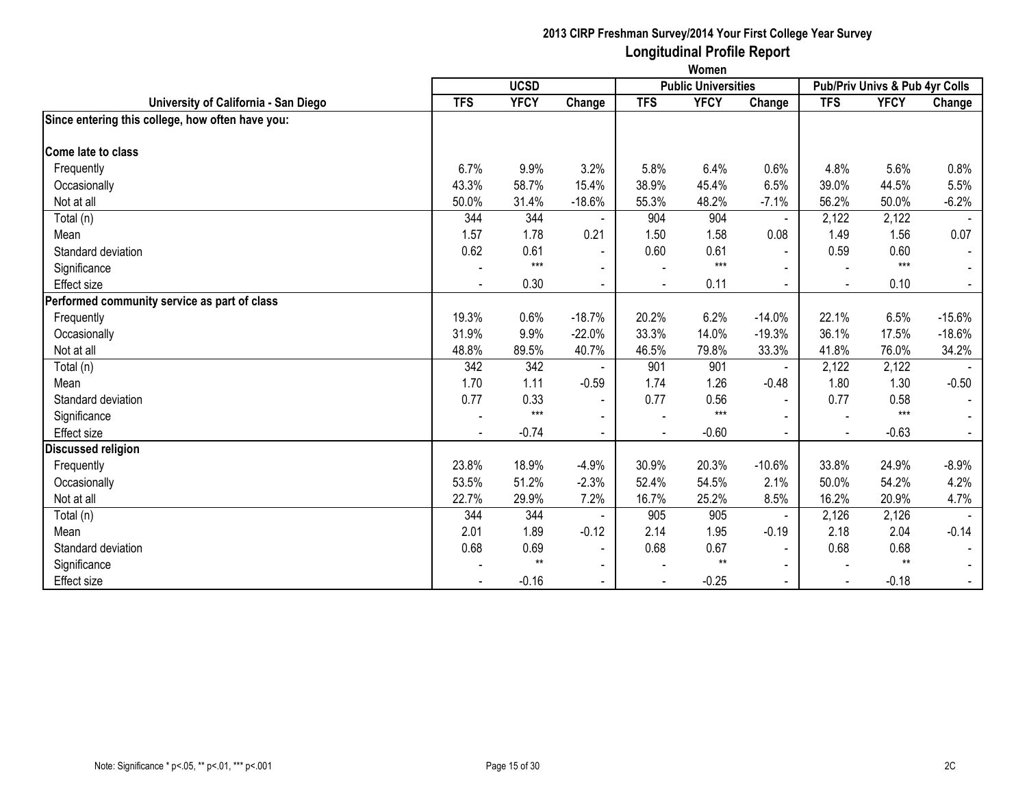**2013 CIRP Freshman Survey/2014 Your First College Year Survey**
**Longitudinal Profile Report**
**Women**

| University of California - San Diego | UCSD | | | Public Universities | | | Pub/Priv Univs & Pub 4yr Colls | | |
|---|---|---|---|---|---|---|---|---|---|
| | TFS | YFCY | Change | TFS | YFCY | Change | TFS | YFCY | Change |
| **Since entering this college, how often have you:** | | | | | | | | | |
| **Come late to class** | | | | | | | | | |
| Frequently | 6.7% | 9.9% | 3.2% | 5.8% | 6.4% | 0.6% | 4.8% | 5.6% | 0.8% |
| Occasionally | 43.3% | 58.7% | 15.4% | 38.9% | 45.4% | 6.5% | 39.0% | 44.5% | 5.5% |
| Not at all | 50.0% | 31.4% | -18.6% | 55.3% | 48.2% | -7.1% | 56.2% | 50.0% | -6.2% |
| Total (n) | 344 | 344 | - | 904 | 904 | - | 2,122 | 2,122 | - |
| Mean | 1.57 | 1.78 | 0.21 | 1.50 | 1.58 | 0.08 | 1.49 | 1.56 | 0.07 |
| Standard deviation | 0.62 | 0.61 | - | 0.60 | 0.61 | - | 0.59 | 0.60 | - |
| Significance | - | *** | - | - | *** | - | - | *** | - |
| Effect size | - | 0.30 | - | - | 0.11 | - | - | 0.10 | - |
| **Performed community service as part of class** | | | | | | | | | |
| Frequently | 19.3% | 0.6% | -18.7% | 20.2% | 6.2% | -14.0% | 22.1% | 6.5% | -15.6% |
| Occasionally | 31.9% | 9.9% | -22.0% | 33.3% | 14.0% | -19.3% | 36.1% | 17.5% | -18.6% |
| Not at all | 48.8% | 89.5% | 40.7% | 46.5% | 79.8% | 33.3% | 41.8% | 76.0% | 34.2% |
| Total (n) | 342 | 342 | - | 901 | 901 | - | 2,122 | 2,122 | - |
| Mean | 1.70 | 1.11 | -0.59 | 1.74 | 1.26 | -0.48 | 1.80 | 1.30 | -0.50 |
| Standard deviation | 0.77 | 0.33 | - | 0.77 | 0.56 | - | 0.77 | 0.58 | - |
| Significance | - | *** | - | - | *** | - | - | *** | - |
| Effect size | - | -0.74 | - | - | -0.60 | - | - | -0.63 | - |
| **Discussed religion** | | | | | | | | | |
| Frequently | 23.8% | 18.9% | -4.9% | 30.9% | 20.3% | -10.6% | 33.8% | 24.9% | -8.9% |
| Occasionally | 53.5% | 51.2% | -2.3% | 52.4% | 54.5% | 2.1% | 50.0% | 54.2% | 4.2% |
| Not at all | 22.7% | 29.9% | 7.2% | 16.7% | 25.2% | 8.5% | 16.2% | 20.9% | 4.7% |
| Total (n) | 344 | 344 | - | 905 | 905 | - | 2,126 | 2,126 | - |
| Mean | 2.01 | 1.89 | -0.12 | 2.14 | 1.95 | -0.19 | 2.18 | 2.04 | -0.14 |
| Standard deviation | 0.68 | 0.69 | - | 0.68 | 0.67 | - | 0.68 | 0.68 | - |
| Significance | - | ** | - | - | ** | - | - | ** | - |
| Effect size | - | -0.16 | - | - | -0.25 | - | - | -0.18 | - |

Note: Significance * p<.05, ** p<.01, *** p<.001

2C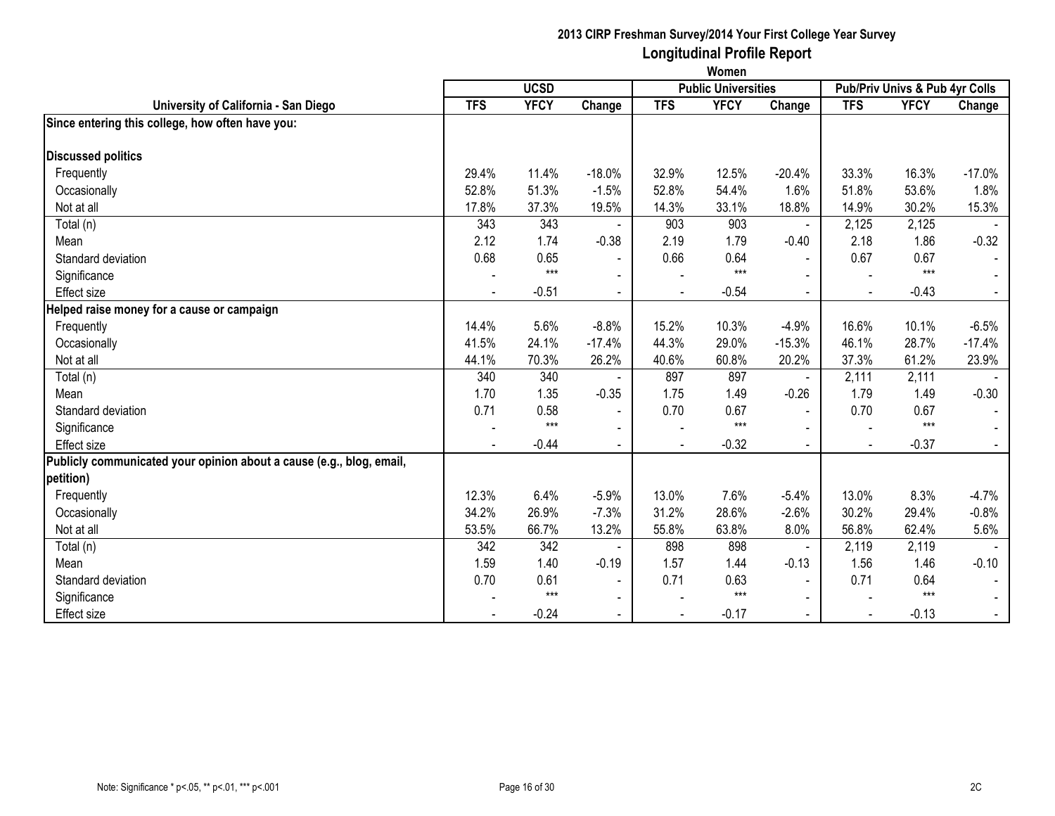# 2013 CIRP Freshman Survey/2014 Your First College Year Survey

## Longitudinal Profile Report

### Women

| University of California - San Diego | UCSD | | | Public Universities | | | Pub/Priv Univs & Pub 4yr Colls | | |
|---|---|---|---|---|---|---|---|---|---|
| | TFS | YFCY | Change | TFS | YFCY | Change | TFS | YFCY | Change |
| **Since entering this college, how often have you:** | | | | | | | | | |
| **Discussed politics** | | | | | | | | | |
| Frequently | 29.4% | 11.4% | -18.0% | 32.9% | 12.5% | -20.4% | 33.3% | 16.3% | -17.0% |
| Occasionally | 52.8% | 51.3% | -1.5% | 52.8% | 54.4% | 1.6% | 51.8% | 53.6% | 1.8% |
| Not at all | 17.8% | 37.3% | 19.5% | 14.3% | 33.1% | 18.8% | 14.9% | 30.2% | 15.3% |
| Total (n) | 343 | 343 | - | 903 | 903 | - | 2,125 | 2,125 | - |
| Mean | 2.12 | 1.74 | -0.38 | 2.19 | 1.79 | -0.40 | 2.18 | 1.86 | -0.32 |
| Standard deviation | 0.68 | 0.65 | - | 0.66 | 0.64 | - | 0.67 | 0.67 | - |
| Significance | - | *** | - | - | *** | - | - | *** | - |
| Effect size | - | -0.51 | - | - | -0.54 | - | - | -0.43 | - |
| **Helped raise money for a cause or campaign** | | | | | | | | | |
| Frequently | 14.4% | 5.6% | -8.8% | 15.2% | 10.3% | -4.9% | 16.6% | 10.1% | -6.5% |
| Occasionally | 41.5% | 24.1% | -17.4% | 44.3% | 29.0% | -15.3% | 46.1% | 28.7% | -17.4% |
| Not at all | 44.1% | 70.3% | 26.2% | 40.6% | 60.8% | 20.2% | 37.3% | 61.2% | 23.9% |
| Total (n) | 340 | 340 | - | 897 | 897 | - | 2,111 | 2,111 | - |
| Mean | 1.70 | 1.35 | -0.35 | 1.75 | 1.49 | -0.26 | 1.79 | 1.49 | -0.30 |
| Standard deviation | 0.71 | 0.58 | - | 0.70 | 0.67 | - | 0.70 | 0.67 | - |
| Significance | - | *** | - | - | *** | - | - | *** | - |
| Effect size | - | -0.44 | - | - | -0.32 | - | - | -0.37 | - |
| **Publicly communicated your opinion about a cause (e.g., blog, email, petition)** | | | | | | | | | |
| Frequently | 12.3% | 6.4% | -5.9% | 13.0% | 7.6% | -5.4% | 13.0% | 8.3% | -4.7% |
| Occasionally | 34.2% | 26.9% | -7.3% | 31.2% | 28.6% | -2.6% | 30.2% | 29.4% | -0.8% |
| Not at all | 53.5% | 66.7% | 13.2% | 55.8% | 63.8% | 8.0% | 56.8% | 62.4% | 5.6% |
| Total (n) | 342 | 342 | - | 898 | 898 | - | 2,119 | 2,119 | - |
| Mean | 1.59 | 1.40 | -0.19 | 1.57 | 1.44 | -0.13 | 1.56 | 1.46 | -0.10 |
| Standard deviation | 0.70 | 0.61 | - | 0.71 | 0.63 | - | 0.71 | 0.64 | - |
| Significance | - | *** | - | - | *** | - | - | *** | - |
| Effect size | - | -0.24 | - | - | -0.17 | - | - | -0.13 | - |

Note: Significance * p<.05, ** p<.01, *** p<.001

2C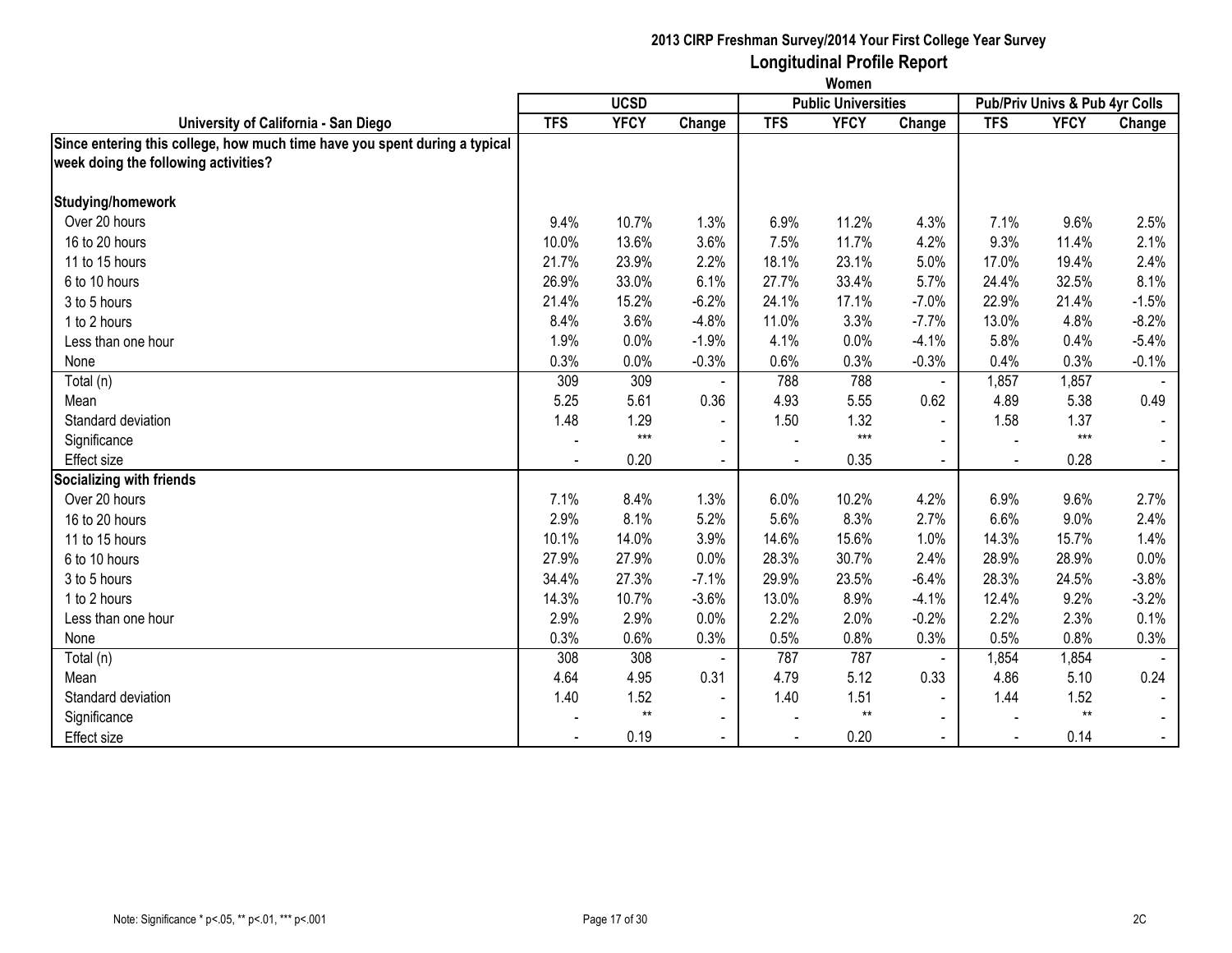**2013 CIRP Freshman Survey/2014 Your First College Year Survey**
**Longitudinal Profile Report**
**Women**

| University of California - San Diego | UCSD | | | Public Universities | | | Pub/Priv Univs & Pub 4yr Colls | | |
|---|---|---|---|---|---|---|---|---|---|
| | TFS | YFCY | Change | TFS | YFCY | Change | TFS | YFCY | Change |
| **Since entering this college, how much time have you spent during a typical week doing the following activities?** | | | | | | | | | |
| **Studying/homework** | | | | | | | | | |
| Over 20 hours | 9.4% | 10.7% | 1.3% | 6.9% | 11.2% | 4.3% | 7.1% | 9.6% | 2.5% |
| 16 to 20 hours | 10.0% | 13.6% | 3.6% | 7.5% | 11.7% | 4.2% | 9.3% | 11.4% | 2.1% |
| 11 to 15 hours | 21.7% | 23.9% | 2.2% | 18.1% | 23.1% | 5.0% | 17.0% | 19.4% | 2.4% |
| 6 to 10 hours | 26.9% | 33.0% | 6.1% | 27.7% | 33.4% | 5.7% | 24.4% | 32.5% | 8.1% |
| 3 to 5 hours | 21.4% | 15.2% | -6.2% | 24.1% | 17.1% | -7.0% | 22.9% | 21.4% | -1.5% |
| 1 to 2 hours | 8.4% | 3.6% | -4.8% | 11.0% | 3.3% | -7.7% | 13.0% | 4.8% | -8.2% |
| Less than one hour | 1.9% | 0.0% | -1.9% | 4.1% | 0.0% | -4.1% | 5.8% | 0.4% | -5.4% |
| None | 0.3% | 0.0% | -0.3% | 0.6% | 0.3% | -0.3% | 0.4% | 0.3% | -0.1% |
| Total (n) | 309 | 309 | - | 788 | 788 | - | 1,857 | 1,857 | - |
| Mean | 5.25 | 5.61 | 0.36 | 4.93 | 5.55 | 0.62 | 4.89 | 5.38 | 0.49 |
| Standard deviation | 1.48 | 1.29 | - | 1.50 | 1.32 | - | 1.58 | 1.37 | - |
| Significance | - | *** | - | - | *** | - | - | *** | - |
| Effect size | - | 0.20 | - | - | 0.35 | - | - | 0.28 | - |
| **Socializing with friends** | | | | | | | | | |
| Over 20 hours | 7.1% | 8.4% | 1.3% | 6.0% | 10.2% | 4.2% | 6.9% | 9.6% | 2.7% |
| 16 to 20 hours | 2.9% | 8.1% | 5.2% | 5.6% | 8.3% | 2.7% | 6.6% | 9.0% | 2.4% |
| 11 to 15 hours | 10.1% | 14.0% | 3.9% | 14.6% | 15.6% | 1.0% | 14.3% | 15.7% | 1.4% |
| 6 to 10 hours | 27.9% | 27.9% | 0.0% | 28.3% | 30.7% | 2.4% | 28.9% | 28.9% | 0.0% |
| 3 to 5 hours | 34.4% | 27.3% | -7.1% | 29.9% | 23.5% | -6.4% | 28.3% | 24.5% | -3.8% |
| 1 to 2 hours | 14.3% | 10.7% | -3.6% | 13.0% | 8.9% | -4.1% | 12.4% | 9.2% | -3.2% |
| Less than one hour | 2.9% | 2.9% | 0.0% | 2.2% | 2.0% | -0.2% | 2.2% | 2.3% | 0.1% |
| None | 0.3% | 0.6% | 0.3% | 0.5% | 0.8% | 0.3% | 0.5% | 0.8% | 0.3% |
| Total (n) | 308 | 308 | - | 787 | 787 | - | 1,854 | 1,854 | - |
| Mean | 4.64 | 4.95 | 0.31 | 4.79 | 5.12 | 0.33 | 4.86 | 5.10 | 0.24 |
| Standard deviation | 1.40 | 1.52 | - | 1.40 | 1.51 | - | 1.44 | 1.52 | - |
| Significance | - | ** | - | - | ** | - | - | ** | - |
| Effect size | - | 0.19 | - | - | 0.20 | - | - | 0.14 | - |

Note: Significance * p<.05, ** p<.01, *** p<.001

2C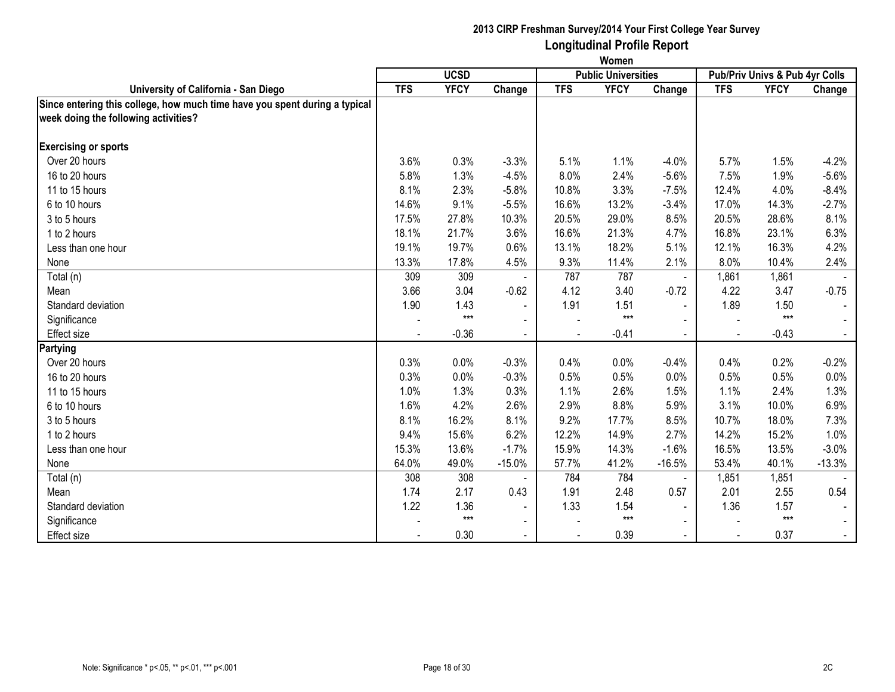## 2013 CIRP Freshman Survey/2014 Your First College Year Survey
## Longitudinal Profile Report
### Women

| University of California - San Diego | UCSD | | | Public Universities | | | Pub/Priv Univs & Pub 4yr Colls | | |
|---|---|---|---|---|---|---|---|---|---|
| | TFS | YFCY | Change | TFS | YFCY | Change | TFS | YFCY | Change |
| **Since entering this college, how much time have you spent during a typical week doing the following activities?** | | | | | | | | | |
| **Exercising or sports** | | | | | | | | | |
| Over 20 hours | 3.6% | 0.3% | -3.3% | 5.1% | 1.1% | -4.0% | 5.7% | 1.5% | -4.2% |
| 16 to 20 hours | 5.8% | 1.3% | -4.5% | 8.0% | 2.4% | -5.6% | 7.5% | 1.9% | -5.6% |
| 11 to 15 hours | 8.1% | 2.3% | -5.8% | 10.8% | 3.3% | -7.5% | 12.4% | 4.0% | -8.4% |
| 6 to 10 hours | 14.6% | 9.1% | -5.5% | 16.6% | 13.2% | -3.4% | 17.0% | 14.3% | -2.7% |
| 3 to 5 hours | 17.5% | 27.8% | 10.3% | 20.5% | 29.0% | 8.5% | 20.5% | 28.6% | 8.1% |
| 1 to 2 hours | 18.1% | 21.7% | 3.6% | 16.6% | 21.3% | 4.7% | 16.8% | 23.1% | 6.3% |
| Less than one hour | 19.1% | 19.7% | 0.6% | 13.1% | 18.2% | 5.1% | 12.1% | 16.3% | 4.2% |
| None | 13.3% | 17.8% | 4.5% | 9.3% | 11.4% | 2.1% | 8.0% | 10.4% | 2.4% |
| Total (n) | 309 | 309 | - | 787 | 787 | - | 1,861 | 1,861 | - |
| Mean | 3.66 | 3.04 | -0.62 | 4.12 | 3.40 | -0.72 | 4.22 | 3.47 | -0.75 |
| Standard deviation | 1.90 | 1.43 | - | 1.91 | 1.51 | - | 1.89 | 1.50 | - |
| Significance | - | *** | - | - | *** | - | - | *** | - |
| Effect size | - | -0.36 | - | - | -0.41 | - | - | -0.43 | - |
| **Partying** | | | | | | | | | |
| Over 20 hours | 0.3% | 0.0% | -0.3% | 0.4% | 0.0% | -0.4% | 0.4% | 0.2% | -0.2% |
| 16 to 20 hours | 0.3% | 0.0% | -0.3% | 0.5% | 0.5% | 0.0% | 0.5% | 0.5% | 0.0% |
| 11 to 15 hours | 1.0% | 1.3% | 0.3% | 1.1% | 2.6% | 1.5% | 1.1% | 2.4% | 1.3% |
| 6 to 10 hours | 1.6% | 4.2% | 2.6% | 2.9% | 8.8% | 5.9% | 3.1% | 10.0% | 6.9% |
| 3 to 5 hours | 8.1% | 16.2% | 8.1% | 9.2% | 17.7% | 8.5% | 10.7% | 18.0% | 7.3% |
| 1 to 2 hours | 9.4% | 15.6% | 6.2% | 12.2% | 14.9% | 2.7% | 14.2% | 15.2% | 1.0% |
| Less than one hour | 15.3% | 13.6% | -1.7% | 15.9% | 14.3% | -1.6% | 16.5% | 13.5% | -3.0% |
| None | 64.0% | 49.0% | -15.0% | 57.7% | 41.2% | -16.5% | 53.4% | 40.1% | -13.3% |
| Total (n) | 308 | 308 | - | 784 | 784 | - | 1,851 | 1,851 | - |
| Mean | 1.74 | 2.17 | 0.43 | 1.91 | 2.48 | 0.57 | 2.01 | 2.55 | 0.54 |
| Standard deviation | 1.22 | 1.36 | - | 1.33 | 1.54 | - | 1.36 | 1.57 | - |
| Significance | - | *** | - | - | *** | - | - | *** | - |
| Effect size | - | 0.30 | - | - | 0.39 | - | - | 0.37 | - |

Note: Significance * p<.05, ** p<.01, *** p<.001

2C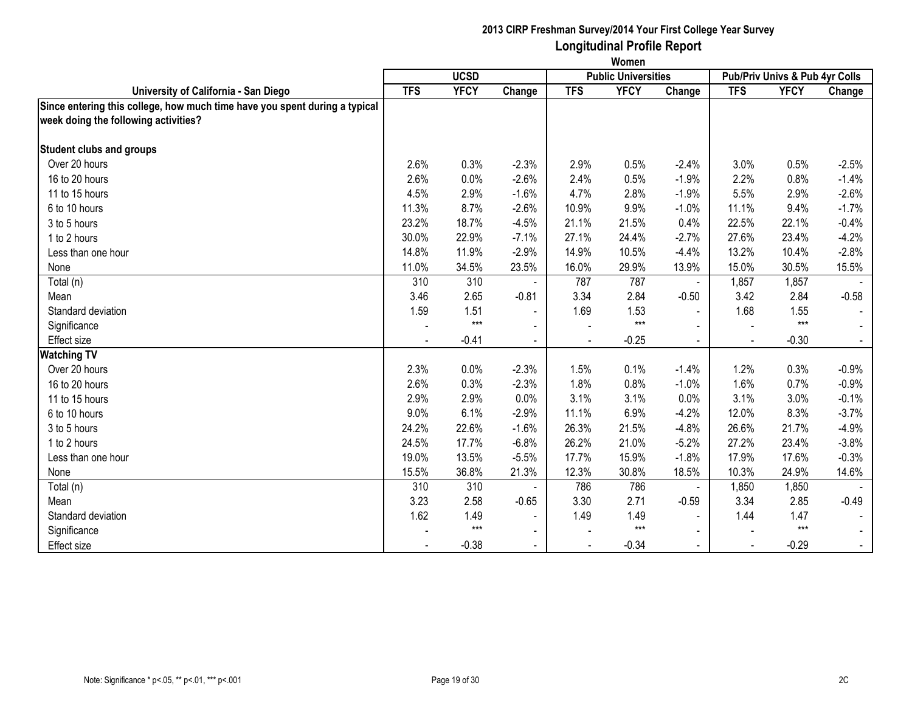## 2013 CIRP Freshman Survey/2014 Your First College Year Survey
## Longitudinal Profile Report
### Women

| University of California - San Diego | UCSD | | | Public Universities | | | Pub/Priv Univs & Pub 4yr Colls | | |
|---|---|---|---|---|---|---|---|---|---|
| | TFS | YFCY | Change | TFS | YFCY | Change | TFS | YFCY | Change |
| **Since entering this college, how much time have you spent during a typical week doing the following activities?** | | | | | | | | | |
| **Student clubs and groups** | | | | | | | | | |
| Over 20 hours | 2.6% | 0.3% | -2.3% | 2.9% | 0.5% | -2.4% | 3.0% | 0.5% | -2.5% |
| 16 to 20 hours | 2.6% | 0.0% | -2.6% | 2.4% | 0.5% | -1.9% | 2.2% | 0.8% | -1.4% |
| 11 to 15 hours | 4.5% | 2.9% | -1.6% | 4.7% | 2.8% | -1.9% | 5.5% | 2.9% | -2.6% |
| 6 to 10 hours | 11.3% | 8.7% | -2.6% | 10.9% | 9.9% | -1.0% | 11.1% | 9.4% | -1.7% |
| 3 to 5 hours | 23.2% | 18.7% | -4.5% | 21.1% | 21.5% | 0.4% | 22.5% | 22.1% | -0.4% |
| 1 to 2 hours | 30.0% | 22.9% | -7.1% | 27.1% | 24.4% | -2.7% | 27.6% | 23.4% | -4.2% |
| Less than one hour | 14.8% | 11.9% | -2.9% | 14.9% | 10.5% | -4.4% | 13.2% | 10.4% | -2.8% |
| None | 11.0% | 34.5% | 23.5% | 16.0% | 29.9% | 13.9% | 15.0% | 30.5% | 15.5% |
| Total (n) | 310 | 310 | - | 787 | 787 | - | 1,857 | 1,857 | - |
| Mean | 3.46 | 2.65 | -0.81 | 3.34 | 2.84 | -0.50 | 3.42 | 2.84 | -0.58 |
| Standard deviation | 1.59 | 1.51 | - | 1.69 | 1.53 | - | 1.68 | 1.55 | - |
| Significance | - | *** | - | - | *** | - | - | *** | - |
| Effect size | - | -0.41 | - | - | -0.25 | - | - | -0.30 | - |
| **Watching TV** | | | | | | | | | |
| Over 20 hours | 2.3% | 0.0% | -2.3% | 1.5% | 0.1% | -1.4% | 1.2% | 0.3% | -0.9% |
| 16 to 20 hours | 2.6% | 0.3% | -2.3% | 1.8% | 0.8% | -1.0% | 1.6% | 0.7% | -0.9% |
| 11 to 15 hours | 2.9% | 2.9% | 0.0% | 3.1% | 3.1% | 0.0% | 3.1% | 3.0% | -0.1% |
| 6 to 10 hours | 9.0% | 6.1% | -2.9% | 11.1% | 6.9% | -4.2% | 12.0% | 8.3% | -3.7% |
| 3 to 5 hours | 24.2% | 22.6% | -1.6% | 26.3% | 21.5% | -4.8% | 26.6% | 21.7% | -4.9% |
| 1 to 2 hours | 24.5% | 17.7% | -6.8% | 26.2% | 21.0% | -5.2% | 27.2% | 23.4% | -3.8% |
| Less than one hour | 19.0% | 13.5% | -5.5% | 17.7% | 15.9% | -1.8% | 17.9% | 17.6% | -0.3% |
| None | 15.5% | 36.8% | 21.3% | 12.3% | 30.8% | 18.5% | 10.3% | 24.9% | 14.6% |
| Total (n) | 310 | 310 | - | 786 | 786 | - | 1,850 | 1,850 | - |
| Mean | 3.23 | 2.58 | -0.65 | 3.30 | 2.71 | -0.59 | 3.34 | 2.85 | -0.49 |
| Standard deviation | 1.62 | 1.49 | - | 1.49 | 1.49 | - | 1.44 | 1.47 | - |
| Significance | - | *** | - | - | *** | - | - | *** | - |
| Effect size | - | -0.38 | - | - | -0.34 | - | - | -0.29 | - |

Note: Significance * p<.05, ** p<.01, *** p<.001

2C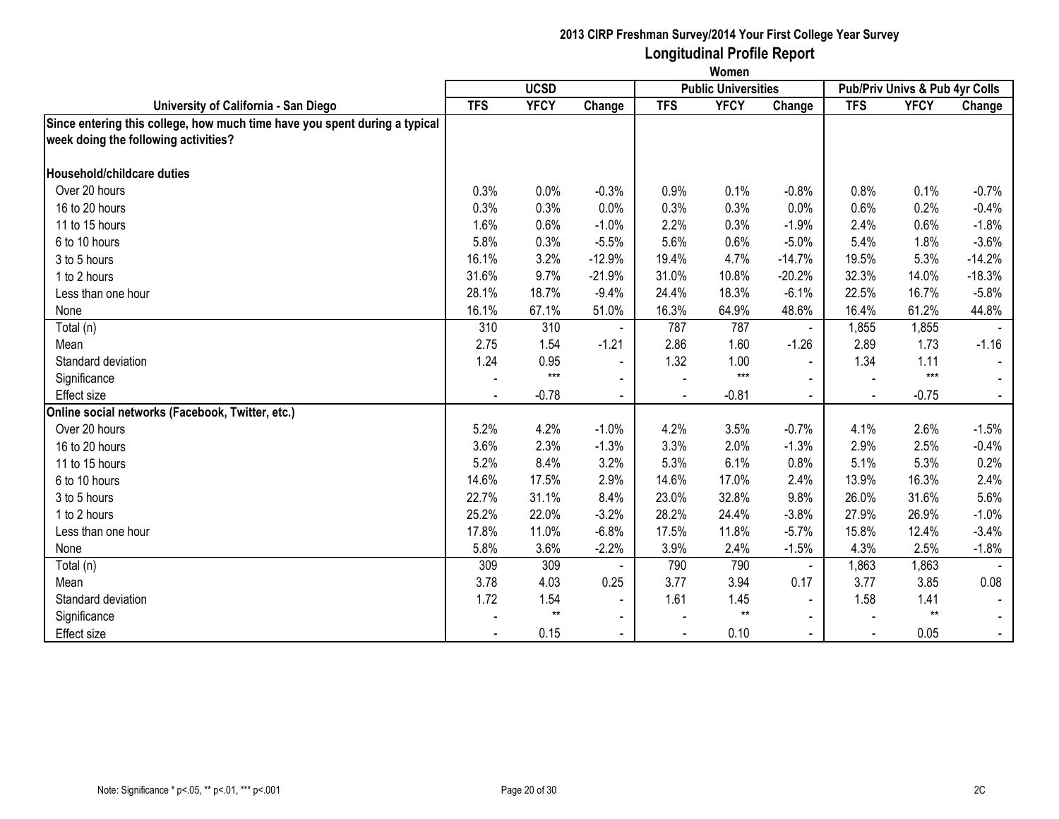# 2013 CIRP Freshman Survey/2014 Your First College Year Survey
## Longitudinal Profile Report
### Women

| University of California - San Diego | UCSD | | | Public Universities | | | Pub/Priv Univs & Pub 4yr Colls | | |
|---|---|---|---|---|---|---|---|---|---|
| | TFS | YFCY | Change | TFS | YFCY | Change | TFS | YFCY | Change |
| **Since entering this college, how much time have you spent during a typical week doing the following activities?** | | | | | | | | | |
| **Household/childcare duties** | | | | | | | | | |
| Over 20 hours | 0.3% | 0.0% | -0.3% | 0.9% | 0.1% | -0.8% | 0.8% | 0.1% | -0.7% |
| 16 to 20 hours | 0.3% | 0.3% | 0.0% | 0.3% | 0.3% | 0.0% | 0.6% | 0.2% | -0.4% |
| 11 to 15 hours | 1.6% | 0.6% | -1.0% | 2.2% | 0.3% | -1.9% | 2.4% | 0.6% | -1.8% |
| 6 to 10 hours | 5.8% | 0.3% | -5.5% | 5.6% | 0.6% | -5.0% | 5.4% | 1.8% | -3.6% |
| 3 to 5 hours | 16.1% | 3.2% | -12.9% | 19.4% | 4.7% | -14.7% | 19.5% | 5.3% | -14.2% |
| 1 to 2 hours | 31.6% | 9.7% | -21.9% | 31.0% | 10.8% | -20.2% | 32.3% | 14.0% | -18.3% |
| Less than one hour | 28.1% | 18.7% | -9.4% | 24.4% | 18.3% | -6.1% | 22.5% | 16.7% | -5.8% |
| None | 16.1% | 67.1% | 51.0% | 16.3% | 64.9% | 48.6% | 16.4% | 61.2% | 44.8% |
| Total (n) | 310 | 310 | - | 787 | 787 | - | 1,855 | 1,855 | - |
| Mean | 2.75 | 1.54 | -1.21 | 2.86 | 1.60 | -1.26 | 2.89 | 1.73 | -1.16 |
| Standard deviation | 1.24 | 0.95 | - | 1.32 | 1.00 | - | 1.34 | 1.11 | - |
| Significance | - | *** | - | - | *** | - | - | *** | - |
| Effect size | - | -0.78 | - | - | -0.81 | - | - | -0.75 | - |
| **Online social networks (Facebook, Twitter, etc.)** | | | | | | | | | |
| Over 20 hours | 5.2% | 4.2% | -1.0% | 4.2% | 3.5% | -0.7% | 4.1% | 2.6% | -1.5% |
| 16 to 20 hours | 3.6% | 2.3% | -1.3% | 3.3% | 2.0% | -1.3% | 2.9% | 2.5% | -0.4% |
| 11 to 15 hours | 5.2% | 8.4% | 3.2% | 5.3% | 6.1% | 0.8% | 5.1% | 5.3% | 0.2% |
| 6 to 10 hours | 14.6% | 17.5% | 2.9% | 14.6% | 17.0% | 2.4% | 13.9% | 16.3% | 2.4% |
| 3 to 5 hours | 22.7% | 31.1% | 8.4% | 23.0% | 32.8% | 9.8% | 26.0% | 31.6% | 5.6% |
| 1 to 2 hours | 25.2% | 22.0% | -3.2% | 28.2% | 24.4% | -3.8% | 27.9% | 26.9% | -1.0% |
| Less than one hour | 17.8% | 11.0% | -6.8% | 17.5% | 11.8% | -5.7% | 15.8% | 12.4% | -3.4% |
| None | 5.8% | 3.6% | -2.2% | 3.9% | 2.4% | -1.5% | 4.3% | 2.5% | -1.8% |
| Total (n) | 309 | 309 | - | 790 | 790 | - | 1,863 | 1,863 | - |
| Mean | 3.78 | 4.03 | 0.25 | 3.77 | 3.94 | 0.17 | 3.77 | 3.85 | 0.08 |
| Standard deviation | 1.72 | 1.54 | - | 1.61 | 1.45 | - | 1.58 | 1.41 | - |
| Significance | - | ** | - | - | ** | - | - | ** | - |
| Effect size | - | 0.15 | - | - | 0.10 | - | - | 0.05 | - |

Note: Significance * p<.05, ** p<.01, *** p<.001

2C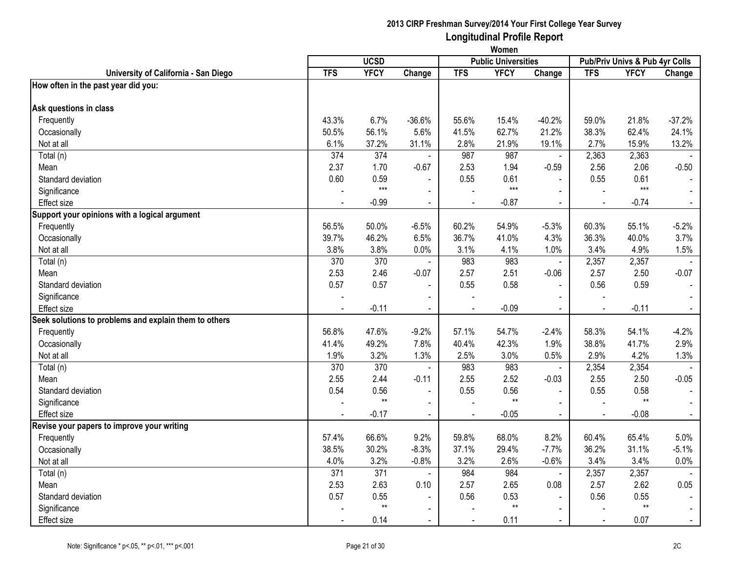**2013 CIRP Freshman Survey/2014 Your First College Year Survey**
**Longitudinal Profile Report**
**Women**

| University of California - San Diego | UCSD | | | Public Universities | | | Pub/Priv Univs & Pub 4yr Colls | | |
|---|---|---|---|---|---|---|---|---|---|
| | TFS | YFCY | Change | TFS | YFCY | Change | TFS | YFCY | Change |
| **How often in the past year did you:** | | | | | | | | | |
| **Ask questions in class** | | | | | | | | | |
| Frequently | 43.3% | 6.7% | -36.6% | 55.6% | 15.4% | -40.2% | 59.0% | 21.8% | -37.2% |
| Occasionally | 50.5% | 56.1% | 5.6% | 41.5% | 62.7% | 21.2% | 38.3% | 62.4% | 24.1% |
| Not at all | 6.1% | 37.2% | 31.1% | 2.8% | 21.9% | 19.1% | 2.7% | 15.9% | 13.2% |
| Total (n) | 374 | 374 | - | 987 | 987 | - | 2,363 | 2,363 | - |
| Mean | 2.37 | 1.70 | -0.67 | 2.53 | 1.94 | -0.59 | 2.56 | 2.06 | -0.50 |
| Standard deviation | 0.60 | 0.59 | - | 0.55 | 0.61 | - | 0.55 | 0.61 | - |
| Significance | - | *** | - | - | *** | - | - | *** | - |
| Effect size | - | -0.99 | - | - | -0.87 | - | - | -0.74 | - |
| **Support your opinions with a logical argument** | | | | | | | | | |
| Frequently | 56.5% | 50.0% | -6.5% | 60.2% | 54.9% | -5.3% | 60.3% | 55.1% | -5.2% |
| Occasionally | 39.7% | 46.2% | 6.5% | 36.7% | 41.0% | 4.3% | 36.3% | 40.0% | 3.7% |
| Not at all | 3.8% | 3.8% | 0.0% | 3.1% | 4.1% | 1.0% | 3.4% | 4.9% | 1.5% |
| Total (n) | 370 | 370 | - | 983 | 983 | - | 2,357 | 2,357 | - |
| Mean | 2.53 | 2.46 | -0.07 | 2.57 | 2.51 | -0.06 | 2.57 | 2.50 | -0.07 |
| Standard deviation | 0.57 | 0.57 | - | 0.55 | 0.58 | - | 0.56 | 0.59 | - |
| Significance | - | | - | - | | - | - | | - |
| Effect size | - | -0.11 | - | - | -0.09 | - | - | -0.11 | - |
| **Seek solutions to problems and explain them to others** | | | | | | | | | |
| Frequently | 56.8% | 47.6% | -9.2% | 57.1% | 54.7% | -2.4% | 58.3% | 54.1% | -4.2% |
| Occasionally | 41.4% | 49.2% | 7.8% | 40.4% | 42.3% | 1.9% | 38.8% | 41.7% | 2.9% |
| Not at all | 1.9% | 3.2% | 1.3% | 2.5% | 3.0% | 0.5% | 2.9% | 4.2% | 1.3% |
| Total (n) | 370 | 370 | - | 983 | 983 | - | 2,354 | 2,354 | - |
| Mean | 2.55 | 2.44 | -0.11 | 2.55 | 2.52 | -0.03 | 2.55 | 2.50 | -0.05 |
| Standard deviation | 0.54 | 0.56 | - | 0.55 | 0.56 | - | 0.55 | 0.58 | - |
| Significance | - | ** | - | - | ** | - | - | ** | - |
| Effect size | - | -0.17 | - | - | -0.05 | - | - | -0.08 | - |
| **Revise your papers to improve your writing** | | | | | | | | | |
| Frequently | 57.4% | 66.6% | 9.2% | 59.8% | 68.0% | 8.2% | 60.4% | 65.4% | 5.0% |
| Occasionally | 38.5% | 30.2% | -8.3% | 37.1% | 29.4% | -7.7% | 36.2% | 31.1% | -5.1% |
| Not at all | 4.0% | 3.2% | -0.8% | 3.2% | 2.6% | -0.6% | 3.4% | 3.4% | 0.0% |
| Total (n) | 371 | 371 | - | 984 | 984 | - | 2,357 | 2,357 | - |
| Mean | 2.53 | 2.63 | 0.10 | 2.57 | 2.65 | 0.08 | 2.57 | 2.62 | 0.05 |
| Standard deviation | 0.57 | 0.55 | - | 0.56 | 0.53 | - | 0.56 | 0.55 | - |
| Significance | - | ** | - | - | ** | - | - | ** | - |
| Effect size | - | 0.14 | - | - | 0.11 | - | - | 0.07 | - |

Note: Significance * p<.05, ** p<.01, *** p<.001

2C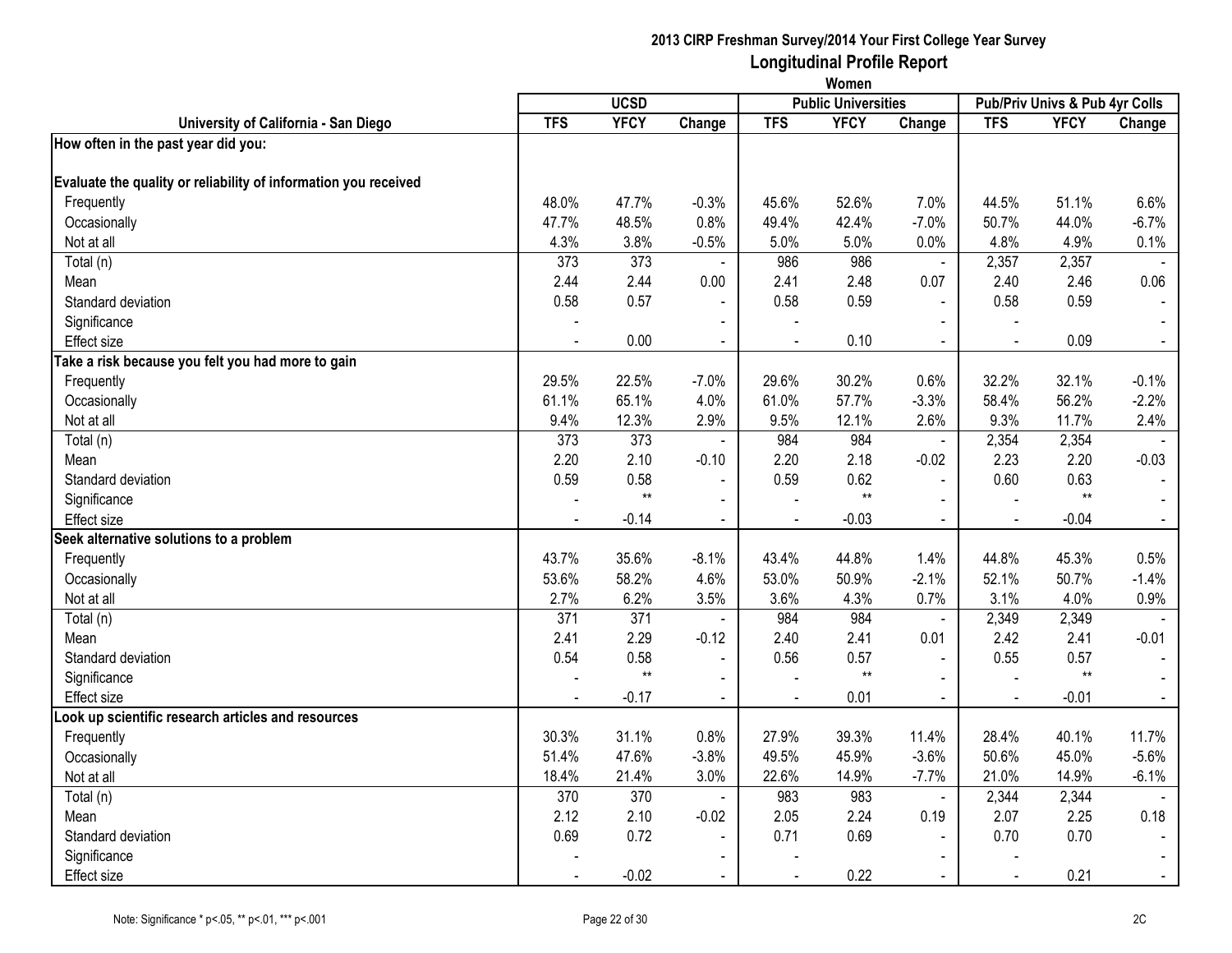**2013 CIRP Freshman Survey/2014 Your First College Year Survey**
**Longitudinal Profile Report**
**Women**

| University of California - San Diego | UCSD | | | Public Universities | | | Pub/Priv Univs & Pub 4yr Colls | | |
|---|---|---|---|---|---|---|---|---|---|
| | TFS | YFCY | Change | TFS | YFCY | Change | TFS | YFCY | Change |
| **How often in the past year did you:** | | | | | | | | | |
| **Evaluate the quality or reliability of information you received** | | | | | | | | | |
| Frequently | 48.0% | 47.7% | -0.3% | 45.6% | 52.6% | 7.0% | 44.5% | 51.1% | 6.6% |
| Occasionally | 47.7% | 48.5% | 0.8% | 49.4% | 42.4% | -7.0% | 50.7% | 44.0% | -6.7% |
| Not at all | 4.3% | 3.8% | -0.5% | 5.0% | 5.0% | 0.0% | 4.8% | 4.9% | 0.1% |
| Total (n) | 373 | 373 | - | 986 | 986 | - | 2,357 | 2,357 | - |
| Mean | 2.44 | 2.44 | 0.00 | 2.41 | 2.48 | 0.07 | 2.40 | 2.46 | 0.06 |
| Standard deviation | 0.58 | 0.57 | - | 0.58 | 0.59 | - | 0.58 | 0.59 | - |
| Significance | - | | - | - | | - | - | | - |
| Effect size | - | 0.00 | - | - | 0.10 | - | - | 0.09 | - |
| **Take a risk because you felt you had more to gain** | | | | | | | | | |
| Frequently | 29.5% | 22.5% | -7.0% | 29.6% | 30.2% | 0.6% | 32.2% | 32.1% | -0.1% |
| Occasionally | 61.1% | 65.1% | 4.0% | 61.0% | 57.7% | -3.3% | 58.4% | 56.2% | -2.2% |
| Not at all | 9.4% | 12.3% | 2.9% | 9.5% | 12.1% | 2.6% | 9.3% | 11.7% | 2.4% |
| Total (n) | 373 | 373 | - | 984 | 984 | - | 2,354 | 2,354 | - |
| Mean | 2.20 | 2.10 | -0.10 | 2.20 | 2.18 | -0.02 | 2.23 | 2.20 | -0.03 |
| Standard deviation | 0.59 | 0.58 | - | 0.59 | 0.62 | - | 0.60 | 0.63 | - |
| Significance | - | ** | - | - | ** | - | - | ** | - |
| Effect size | - | -0.14 | - | - | -0.03 | - | - | -0.04 | - |
| **Seek alternative solutions to a problem** | | | | | | | | | |
| Frequently | 43.7% | 35.6% | -8.1% | 43.4% | 44.8% | 1.4% | 44.8% | 45.3% | 0.5% |
| Occasionally | 53.6% | 58.2% | 4.6% | 53.0% | 50.9% | -2.1% | 52.1% | 50.7% | -1.4% |
| Not at all | 2.7% | 6.2% | 3.5% | 3.6% | 4.3% | 0.7% | 3.1% | 4.0% | 0.9% |
| Total (n) | 371 | 371 | - | 984 | 984 | - | 2,349 | 2,349 | - |
| Mean | 2.41 | 2.29 | -0.12 | 2.40 | 2.41 | 0.01 | 2.42 | 2.41 | -0.01 |
| Standard deviation | 0.54 | 0.58 | - | 0.56 | 0.57 | - | 0.55 | 0.57 | - |
| Significance | - | ** | - | - | ** | - | - | ** | - |
| Effect size | - | -0.17 | - | - | 0.01 | - | - | -0.01 | - |
| **Look up scientific research articles and resources** | | | | | | | | | |
| Frequently | 30.3% | 31.1% | 0.8% | 27.9% | 39.3% | 11.4% | 28.4% | 40.1% | 11.7% |
| Occasionally | 51.4% | 47.6% | -3.8% | 49.5% | 45.9% | -3.6% | 50.6% | 45.0% | -5.6% |
| Not at all | 18.4% | 21.4% | 3.0% | 22.6% | 14.9% | -7.7% | 21.0% | 14.9% | -6.1% |
| Total (n) | 370 | 370 | - | 983 | 983 | - | 2,344 | 2,344 | - |
| Mean | 2.12 | 2.10 | -0.02 | 2.05 | 2.24 | 0.19 | 2.07 | 2.25 | 0.18 |
| Standard deviation | 0.69 | 0.72 | - | 0.71 | 0.69 | - | 0.70 | 0.70 | - |
| Significance | - | | - | - | | - | - | | - |
| Effect size | - | -0.02 | - | - | 0.22 | - | - | 0.21 | - |

Note: Significance * p<.05, ** p<.01, *** p<.001

2C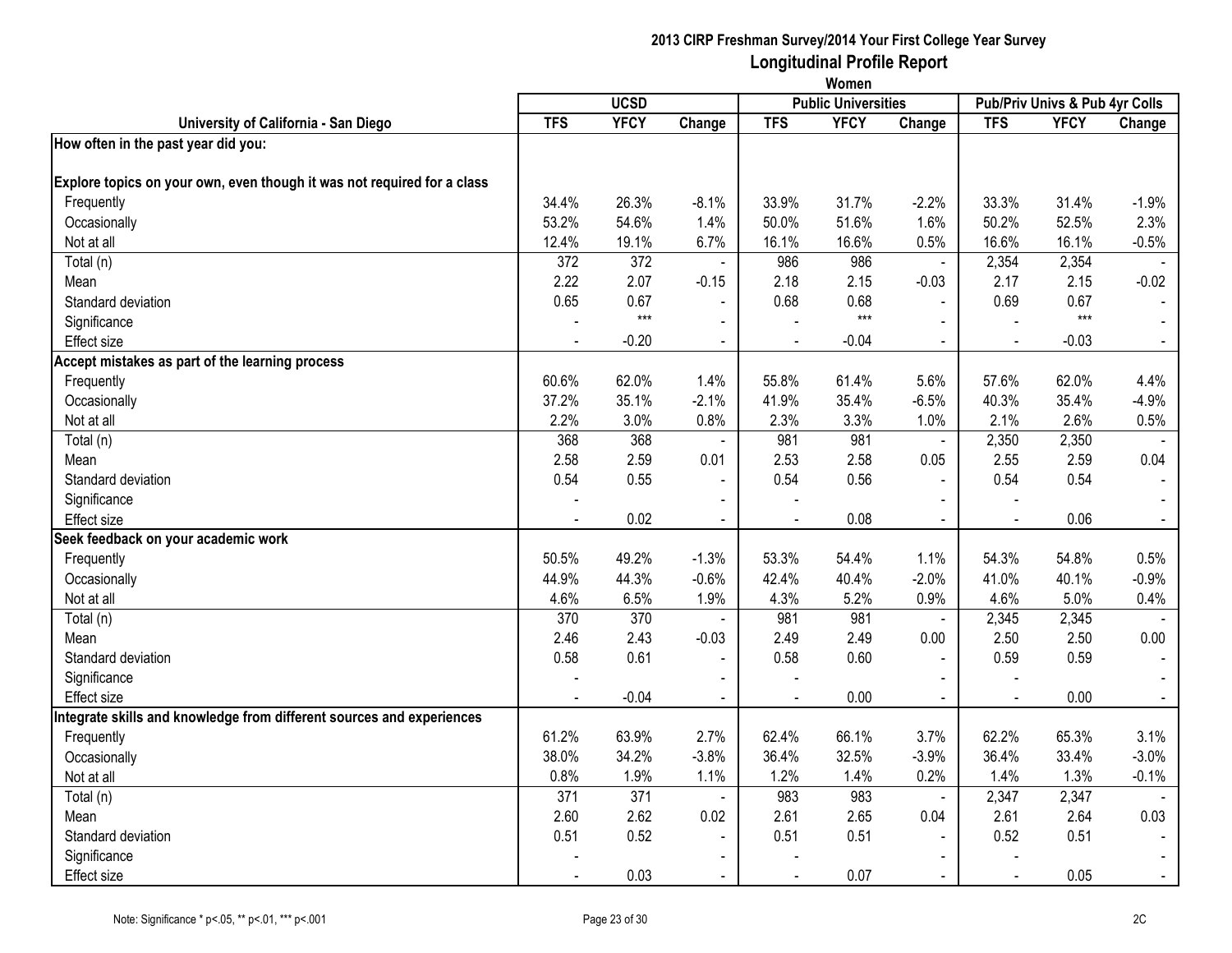**2013 CIRP Freshman Survey/2014 Your First College Year Survey**

**Longitudinal Profile Report**

**Women**

| University of California - San Diego | UCSD | | | Public Universities | | | Pub/Priv Univs & Pub 4yr Colls | | |
|---|---|---|---|---|---|---|---|---|---|
| | TFS | YFCY | Change | TFS | YFCY | Change | TFS | YFCY | Change |
| **How often in the past year did you:** | | | | | | | | | |
| **Explore topics on your own, even though it was not required for a class** | | | | | | | | | |
| Frequently | 34.4% | 26.3% | -8.1% | 33.9% | 31.7% | -2.2% | 33.3% | 31.4% | -1.9% |
| Occasionally | 53.2% | 54.6% | 1.4% | 50.0% | 51.6% | 1.6% | 50.2% | 52.5% | 2.3% |
| Not at all | 12.4% | 19.1% | 6.7% | 16.1% | 16.6% | 0.5% | 16.6% | 16.1% | -0.5% |
| Total (n) | 372 | 372 | - | 986 | 986 | - | 2,354 | 2,354 | - |
| Mean | 2.22 | 2.07 | -0.15 | 2.18 | 2.15 | -0.03 | 2.17 | 2.15 | -0.02 |
| Standard deviation | 0.65 | 0.67 | - | 0.68 | 0.68 | - | 0.69 | 0.67 | - |
| Significance | - | *** | - | - | *** | - | - | *** | - |
| Effect size | - | -0.20 | - | - | -0.04 | - | - | -0.03 | - |
| **Accept mistakes as part of the learning process** | | | | | | | | | |
| Frequently | 60.6% | 62.0% | 1.4% | 55.8% | 61.4% | 5.6% | 57.6% | 62.0% | 4.4% |
| Occasionally | 37.2% | 35.1% | -2.1% | 41.9% | 35.4% | -6.5% | 40.3% | 35.4% | -4.9% |
| Not at all | 2.2% | 3.0% | 0.8% | 2.3% | 3.3% | 1.0% | 2.1% | 2.6% | 0.5% |
| Total (n) | 368 | 368 | - | 981 | 981 | - | 2,350 | 2,350 | - |
| Mean | 2.58 | 2.59 | 0.01 | 2.53 | 2.58 | 0.05 | 2.55 | 2.59 | 0.04 |
| Standard deviation | 0.54 | 0.55 | - | 0.54 | 0.56 | - | 0.54 | 0.54 | - |
| Significance | - | | - | - | | - | - | | - |
| Effect size | - | 0.02 | - | - | 0.08 | - | - | 0.06 | - |
| **Seek feedback on your academic work** | | | | | | | | | |
| Frequently | 50.5% | 49.2% | -1.3% | 53.3% | 54.4% | 1.1% | 54.3% | 54.8% | 0.5% |
| Occasionally | 44.9% | 44.3% | -0.6% | 42.4% | 40.4% | -2.0% | 41.0% | 40.1% | -0.9% |
| Not at all | 4.6% | 6.5% | 1.9% | 4.3% | 5.2% | 0.9% | 4.6% | 5.0% | 0.4% |
| Total (n) | 370 | 370 | - | 981 | 981 | - | 2,345 | 2,345 | - |
| Mean | 2.46 | 2.43 | -0.03 | 2.49 | 2.49 | 0.00 | 2.50 | 2.50 | 0.00 |
| Standard deviation | 0.58 | 0.61 | - | 0.58 | 0.60 | - | 0.59 | 0.59 | - |
| Significance | - | | - | - | | - | - | | - |
| Effect size | - | -0.04 | - | - | 0.00 | - | - | 0.00 | - |
| **Integrate skills and knowledge from different sources and experiences** | | | | | | | | | |
| Frequently | 61.2% | 63.9% | 2.7% | 62.4% | 66.1% | 3.7% | 62.2% | 65.3% | 3.1% |
| Occasionally | 38.0% | 34.2% | -3.8% | 36.4% | 32.5% | -3.9% | 36.4% | 33.4% | -3.0% |
| Not at all | 0.8% | 1.9% | 1.1% | 1.2% | 1.4% | 0.2% | 1.4% | 1.3% | -0.1% |
| Total (n) | 371 | 371 | - | 983 | 983 | - | 2,347 | 2,347 | - |
| Mean | 2.60 | 2.62 | 0.02 | 2.61 | 2.65 | 0.04 | 2.61 | 2.64 | 0.03 |
| Standard deviation | 0.51 | 0.52 | - | 0.51 | 0.51 | - | 0.52 | 0.51 | - |
| Significance | - | | - | - | | - | - | | - |
| Effect size | - | 0.03 | - | - | 0.07 | - | - | 0.05 | - |

Note: Significance * p<.05, ** p<.01, *** p<.001

2C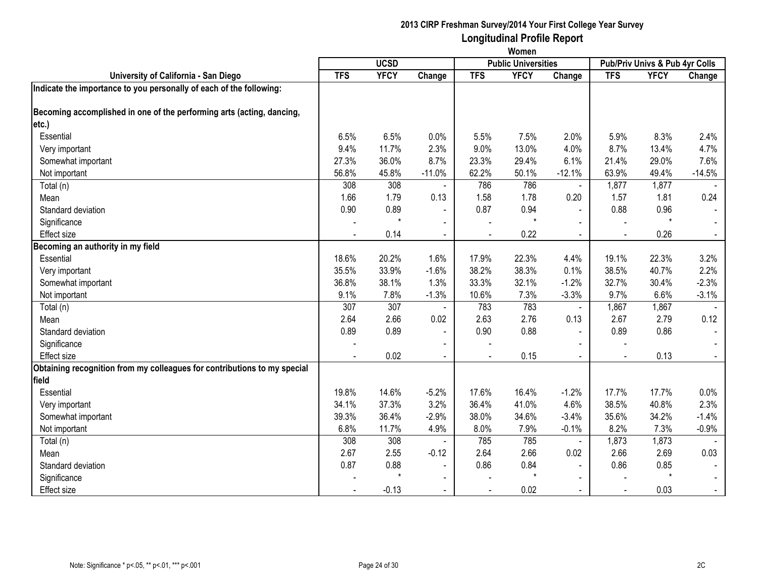# 2013 CIRP Freshman Survey/2014 Your First College Year Survey

## Longitudinal Profile Report

### Women

| University of California - San Diego | UCSD | | | Public Universities | | | Pub/Priv Univs & Pub 4yr Colls | | |
|---|---|---|---|---|---|---|---|---|---|
| | TFS | YFCY | Change | TFS | YFCY | Change | TFS | YFCY | Change |
| **Indicate the importance to you personally of each of the following:** | | | | | | | | | |
| **Becoming accomplished in one of the performing arts (acting, dancing, etc.)** | | | | | | | | | |
| Essential | 6.5% | 6.5% | 0.0% | 5.5% | 7.5% | 2.0% | 5.9% | 8.3% | 2.4% |
| Very important | 9.4% | 11.7% | 2.3% | 9.0% | 13.0% | 4.0% | 8.7% | 13.4% | 4.7% |
| Somewhat important | 27.3% | 36.0% | 8.7% | 23.3% | 29.4% | 6.1% | 21.4% | 29.0% | 7.6% |
| Not important | 56.8% | 45.8% | -11.0% | 62.2% | 50.1% | -12.1% | 63.9% | 49.4% | -14.5% |
| Total (n) | 308 | 308 | - | 786 | 786 | - | 1,877 | 1,877 | - |
| Mean | 1.66 | 1.79 | 0.13 | 1.58 | 1.78 | 0.20 | 1.57 | 1.81 | 0.24 |
| Standard deviation | 0.90 | 0.89 | - | 0.87 | 0.94 | - | 0.88 | 0.96 | - |
| Significance | - | * | - | - | * | - | - | * | - |
| Effect size | - | 0.14 | - | - | 0.22 | - | - | 0.26 | - |
| **Becoming an authority in my field** | | | | | | | | | |
| Essential | 18.6% | 20.2% | 1.6% | 17.9% | 22.3% | 4.4% | 19.1% | 22.3% | 3.2% |
| Very important | 35.5% | 33.9% | -1.6% | 38.2% | 38.3% | 0.1% | 38.5% | 40.7% | 2.2% |
| Somewhat important | 36.8% | 38.1% | 1.3% | 33.3% | 32.1% | -1.2% | 32.7% | 30.4% | -2.3% |
| Not important | 9.1% | 7.8% | -1.3% | 10.6% | 7.3% | -3.3% | 9.7% | 6.6% | -3.1% |
| Total (n) | 307 | 307 | - | 783 | 783 | - | 1,867 | 1,867 | - |
| Mean | 2.64 | 2.66 | 0.02 | 2.63 | 2.76 | 0.13 | 2.67 | 2.79 | 0.12 |
| Standard deviation | 0.89 | 0.89 | - | 0.90 | 0.88 | - | 0.89 | 0.86 | - |
| Significance | - | | - | - | | - | - | | - |
| Effect size | - | 0.02 | - | - | 0.15 | - | - | 0.13 | - |
| **Obtaining recognition from my colleagues for contributions to my special field** | | | | | | | | | |
| Essential | 19.8% | 14.6% | -5.2% | 17.6% | 16.4% | -1.2% | 17.7% | 17.7% | 0.0% |
| Very important | 34.1% | 37.3% | 3.2% | 36.4% | 41.0% | 4.6% | 38.5% | 40.8% | 2.3% |
| Somewhat important | 39.3% | 36.4% | -2.9% | 38.0% | 34.6% | -3.4% | 35.6% | 34.2% | -1.4% |
| Not important | 6.8% | 11.7% | 4.9% | 8.0% | 7.9% | -0.1% | 8.2% | 7.3% | -0.9% |
| Total (n) | 308 | 308 | - | 785 | 785 | - | 1,873 | 1,873 | - |
| Mean | 2.67 | 2.55 | -0.12 | 2.64 | 2.66 | 0.02 | 2.66 | 2.69 | 0.03 |
| Standard deviation | 0.87 | 0.88 | - | 0.86 | 0.84 | - | 0.86 | 0.85 | - |
| Significance | - | * | - | - | * | - | - | * | - |
| Effect size | - | -0.13 | - | - | 0.02 | - | - | 0.03 | - |

Note: Significance * p<.05, ** p<.01, *** p<.001

2C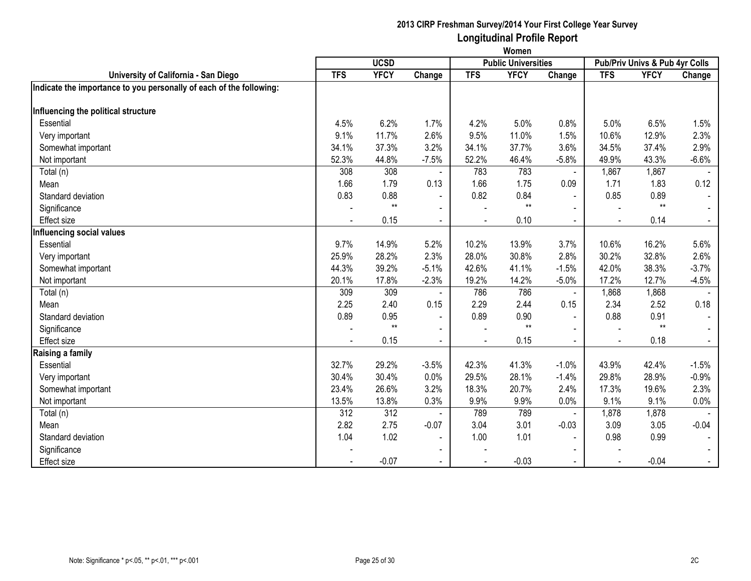# 2013 CIRP Freshman Survey/2014 Your First College Year Survey
## Longitudinal Profile Report
### Women

| University of California - San Diego | UCSD | | | Public Universities | | | Pub/Priv Univs & Pub 4yr Colls | | |
|---|---|---|---|---|---|---|---|---|---|
| | TFS | YFCY | Change | TFS | YFCY | Change | TFS | YFCY | Change |
| **Indicate the importance to you personally of each of the following:** | | | | | | | | | |
| **Influencing the political structure** | | | | | | | | | |
| Essential | 4.5% | 6.2% | 1.7% | 4.2% | 5.0% | 0.8% | 5.0% | 6.5% | 1.5% |
| Very important | 9.1% | 11.7% | 2.6% | 9.5% | 11.0% | 1.5% | 10.6% | 12.9% | 2.3% |
| Somewhat important | 34.1% | 37.3% | 3.2% | 34.1% | 37.7% | 3.6% | 34.5% | 37.4% | 2.9% |
| Not important | 52.3% | 44.8% | -7.5% | 52.2% | 46.4% | -5.8% | 49.9% | 43.3% | -6.6% |
| Total (n) | 308 | 308 | - | 783 | 783 | - | 1,867 | 1,867 | - |
| Mean | 1.66 | 1.79 | 0.13 | 1.66 | 1.75 | 0.09 | 1.71 | 1.83 | 0.12 |
| Standard deviation | 0.83 | 0.88 | - | 0.82 | 0.84 | - | 0.85 | 0.89 | - |
| Significance | - | ** | - | - | ** | - | - | ** | - |
| Effect size | - | 0.15 | - | - | 0.10 | - | - | 0.14 | - |
| **Influencing social values** | | | | | | | | | |
| Essential | 9.7% | 14.9% | 5.2% | 10.2% | 13.9% | 3.7% | 10.6% | 16.2% | 5.6% |
| Very important | 25.9% | 28.2% | 2.3% | 28.0% | 30.8% | 2.8% | 30.2% | 32.8% | 2.6% |
| Somewhat important | 44.3% | 39.2% | -5.1% | 42.6% | 41.1% | -1.5% | 42.0% | 38.3% | -3.7% |
| Not important | 20.1% | 17.8% | -2.3% | 19.2% | 14.2% | -5.0% | 17.2% | 12.7% | -4.5% |
| Total (n) | 309 | 309 | - | 786 | 786 | - | 1,868 | 1,868 | - |
| Mean | 2.25 | 2.40 | 0.15 | 2.29 | 2.44 | 0.15 | 2.34 | 2.52 | 0.18 |
| Standard deviation | 0.89 | 0.95 | - | 0.89 | 0.90 | - | 0.88 | 0.91 | - |
| Significance | - | ** | - | - | ** | - | - | ** | - |
| Effect size | - | 0.15 | - | - | 0.15 | - | - | 0.18 | - |
| **Raising a family** | | | | | | | | | |
| Essential | 32.7% | 29.2% | -3.5% | 42.3% | 41.3% | -1.0% | 43.9% | 42.4% | -1.5% |
| Very important | 30.4% | 30.4% | 0.0% | 29.5% | 28.1% | -1.4% | 29.8% | 28.9% | -0.9% |
| Somewhat important | 23.4% | 26.6% | 3.2% | 18.3% | 20.7% | 2.4% | 17.3% | 19.6% | 2.3% |
| Not important | 13.5% | 13.8% | 0.3% | 9.9% | 9.9% | 0.0% | 9.1% | 9.1% | 0.0% |
| Total (n) | 312 | 312 | - | 789 | 789 | - | 1,878 | 1,878 | - |
| Mean | 2.82 | 2.75 | -0.07 | 3.04 | 3.01 | -0.03 | 3.09 | 3.05 | -0.04 |
| Standard deviation | 1.04 | 1.02 | - | 1.00 | 1.01 | - | 0.98 | 0.99 | - |
| Significance | - | | - | - | | - | - | | - |
| Effect size | - | -0.07 | - | - | -0.03 | - | - | -0.04 | - |

Note: Significance * p<.05, ** p<.01, *** p<.001

2C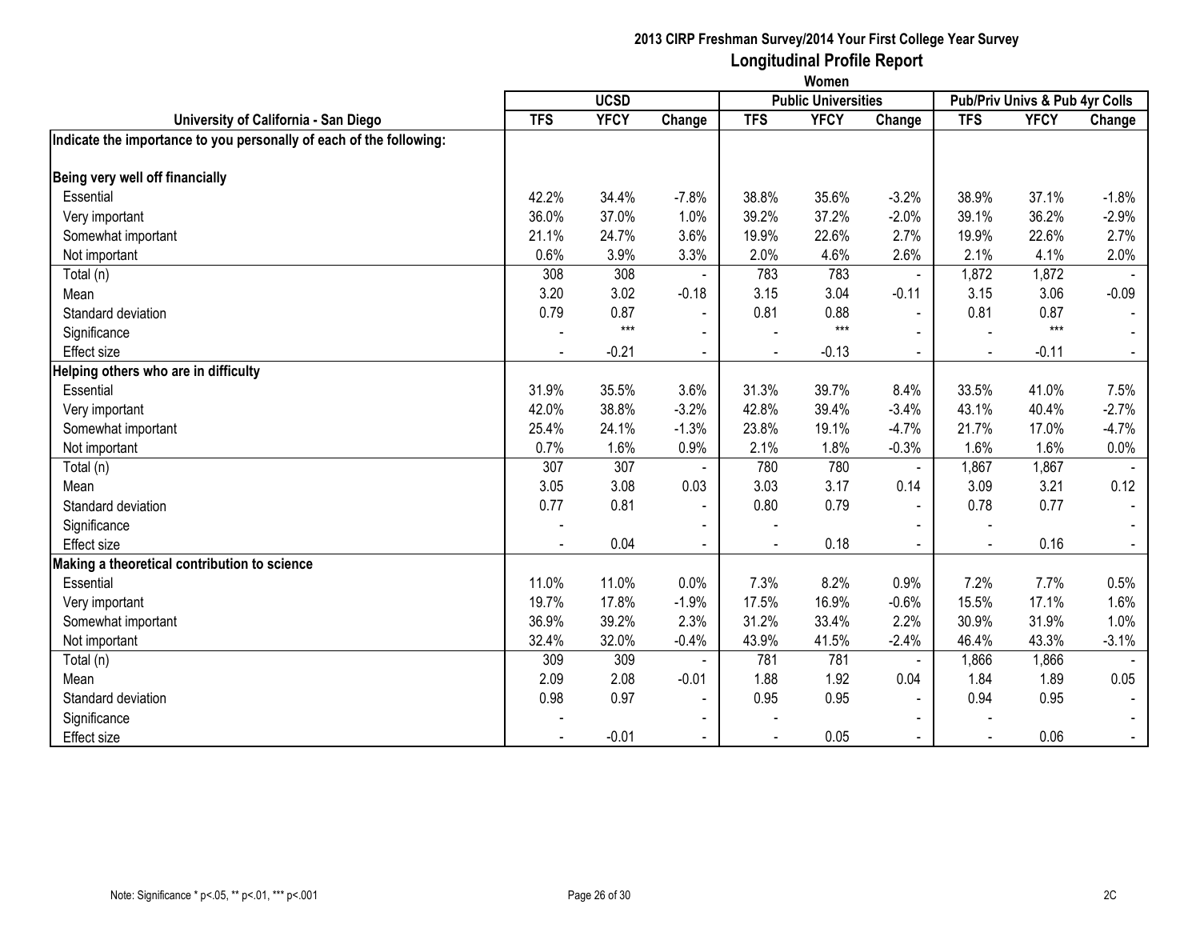**2013 CIRP Freshman Survey/2014 Your First College Year Survey**
**Longitudinal Profile Report**
**Women**

| University of California - San Diego | UCSD | | | Public Universities | | | Pub/Priv Univs & Pub 4yr Colls | | |
|---|---|---|---|---|---|---|---|---|---|
| | TFS | YFCY | Change | TFS | YFCY | Change | TFS | YFCY | Change |
| **Indicate the importance to you personally of each of the following:** | | | | | | | | | |
| **Being very well off financially** | | | | | | | | | |
| Essential | 42.2% | 34.4% | -7.8% | 38.8% | 35.6% | -3.2% | 38.9% | 37.1% | -1.8% |
| Very important | 36.0% | 37.0% | 1.0% | 39.2% | 37.2% | -2.0% | 39.1% | 36.2% | -2.9% |
| Somewhat important | 21.1% | 24.7% | 3.6% | 19.9% | 22.6% | 2.7% | 19.9% | 22.6% | 2.7% |
| Not important | 0.6% | 3.9% | 3.3% | 2.0% | 4.6% | 2.6% | 2.1% | 4.1% | 2.0% |
| Total (n) | 308 | 308 | - | 783 | 783 | - | 1,872 | 1,872 | - |
| Mean | 3.20 | 3.02 | -0.18 | 3.15 | 3.04 | -0.11 | 3.15 | 3.06 | -0.09 |
| Standard deviation | 0.79 | 0.87 | - | 0.81 | 0.88 | - | 0.81 | 0.87 | - |
| Significance | - | *** | - | - | *** | - | - | *** | - |
| Effect size | - | -0.21 | - | - | -0.13 | - | - | -0.11 | - |
| **Helping others who are in difficulty** | | | | | | | | | |
| Essential | 31.9% | 35.5% | 3.6% | 31.3% | 39.7% | 8.4% | 33.5% | 41.0% | 7.5% |
| Very important | 42.0% | 38.8% | -3.2% | 42.8% | 39.4% | -3.4% | 43.1% | 40.4% | -2.7% |
| Somewhat important | 25.4% | 24.1% | -1.3% | 23.8% | 19.1% | -4.7% | 21.7% | 17.0% | -4.7% |
| Not important | 0.7% | 1.6% | 0.9% | 2.1% | 1.8% | -0.3% | 1.6% | 1.6% | 0.0% |
| Total (n) | 307 | 307 | - | 780 | 780 | - | 1,867 | 1,867 | - |
| Mean | 3.05 | 3.08 | 0.03 | 3.03 | 3.17 | 0.14 | 3.09 | 3.21 | 0.12 |
| Standard deviation | 0.77 | 0.81 | - | 0.80 | 0.79 | - | 0.78 | 0.77 | - |
| Significance | - | | - | - | | - | - | | - |
| Effect size | - | 0.04 | - | - | 0.18 | - | - | 0.16 | - |
| **Making a theoretical contribution to science** | | | | | | | | | |
| Essential | 11.0% | 11.0% | 0.0% | 7.3% | 8.2% | 0.9% | 7.2% | 7.7% | 0.5% |
| Very important | 19.7% | 17.8% | -1.9% | 17.5% | 16.9% | -0.6% | 15.5% | 17.1% | 1.6% |
| Somewhat important | 36.9% | 39.2% | 2.3% | 31.2% | 33.4% | 2.2% | 30.9% | 31.9% | 1.0% |
| Not important | 32.4% | 32.0% | -0.4% | 43.9% | 41.5% | -2.4% | 46.4% | 43.3% | -3.1% |
| Total (n) | 309 | 309 | - | 781 | 781 | - | 1,866 | 1,866 | - |
| Mean | 2.09 | 2.08 | -0.01 | 1.88 | 1.92 | 0.04 | 1.84 | 1.89 | 0.05 |
| Standard deviation | 0.98 | 0.97 | - | 0.95 | 0.95 | - | 0.94 | 0.95 | - |
| Significance | - | | - | - | | - | - | | - |
| Effect size | - | -0.01 | - | - | 0.05 | - | - | 0.06 | - |

Note: Significance * p<.05, ** p<.01, *** p<.001

2C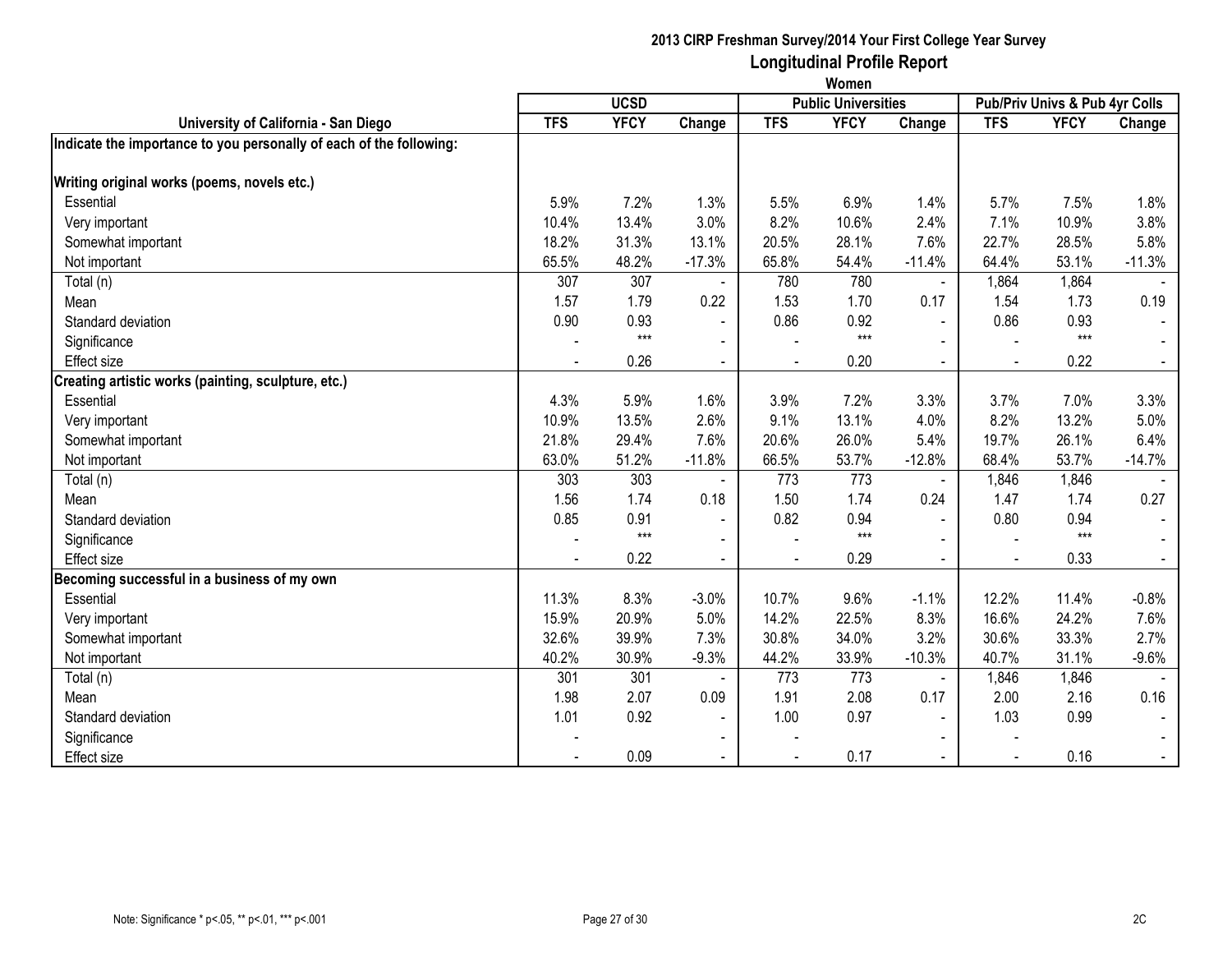## 2013 CIRP Freshman Survey/2014 Your First College Year Survey

## Longitudinal Profile Report

### Women

| University of California - San Diego | UCSD | | | Public Universities | | | Pub/Priv Univs & Pub 4yr Colls | | |
|---|---|---|---|---|---|---|---|---|---|
| | TFS | YFCY | Change | TFS | YFCY | Change | TFS | YFCY | Change |
| **Indicate the importance to you personally of each of the following:** | | | | | | | | | |
| **Writing original works (poems, novels etc.)** | | | | | | | | | |
| Essential | 5.9% | 7.2% | 1.3% | 5.5% | 6.9% | 1.4% | 5.7% | 7.5% | 1.8% |
| Very important | 10.4% | 13.4% | 3.0% | 8.2% | 10.6% | 2.4% | 7.1% | 10.9% | 3.8% |
| Somewhat important | 18.2% | 31.3% | 13.1% | 20.5% | 28.1% | 7.6% | 22.7% | 28.5% | 5.8% |
| Not important | 65.5% | 48.2% | -17.3% | 65.8% | 54.4% | -11.4% | 64.4% | 53.1% | -11.3% |
| Total (n) | 307 | 307 | - | 780 | 780 | - | 1,864 | 1,864 | - |
| Mean | 1.57 | 1.79 | 0.22 | 1.53 | 1.70 | 0.17 | 1.54 | 1.73 | 0.19 |
| Standard deviation | 0.90 | 0.93 | - | 0.86 | 0.92 | - | 0.86 | 0.93 | - |
| Significance | - | *** | - | - | *** | - | - | *** | - |
| Effect size | - | 0.26 | - | - | 0.20 | - | - | 0.22 | - |
| **Creating artistic works (painting, sculpture, etc.)** | | | | | | | | | |
| Essential | 4.3% | 5.9% | 1.6% | 3.9% | 7.2% | 3.3% | 3.7% | 7.0% | 3.3% |
| Very important | 10.9% | 13.5% | 2.6% | 9.1% | 13.1% | 4.0% | 8.2% | 13.2% | 5.0% |
| Somewhat important | 21.8% | 29.4% | 7.6% | 20.6% | 26.0% | 5.4% | 19.7% | 26.1% | 6.4% |
| Not important | 63.0% | 51.2% | -11.8% | 66.5% | 53.7% | -12.8% | 68.4% | 53.7% | -14.7% |
| Total (n) | 303 | 303 | - | 773 | 773 | - | 1,846 | 1,846 | - |
| Mean | 1.56 | 1.74 | 0.18 | 1.50 | 1.74 | 0.24 | 1.47 | 1.74 | 0.27 |
| Standard deviation | 0.85 | 0.91 | - | 0.82 | 0.94 | - | 0.80 | 0.94 | - |
| Significance | - | *** | - | - | *** | - | - | *** | - |
| Effect size | - | 0.22 | - | - | 0.29 | - | - | 0.33 | - |
| **Becoming successful in a business of my own** | | | | | | | | | |
| Essential | 11.3% | 8.3% | -3.0% | 10.7% | 9.6% | -1.1% | 12.2% | 11.4% | -0.8% |
| Very important | 15.9% | 20.9% | 5.0% | 14.2% | 22.5% | 8.3% | 16.6% | 24.2% | 7.6% |
| Somewhat important | 32.6% | 39.9% | 7.3% | 30.8% | 34.0% | 3.2% | 30.6% | 33.3% | 2.7% |
| Not important | 40.2% | 30.9% | -9.3% | 44.2% | 33.9% | -10.3% | 40.7% | 31.1% | -9.6% |
| Total (n) | 301 | 301 | - | 773 | 773 | - | 1,846 | 1,846 | - |
| Mean | 1.98 | 2.07 | 0.09 | 1.91 | 2.08 | 0.17 | 2.00 | 2.16 | 0.16 |
| Standard deviation | 1.01 | 0.92 | - | 1.00 | 0.97 | - | 1.03 | 0.99 | - |
| Significance | - | | - | - | | - | - | | - |
| Effect size | - | 0.09 | - | - | 0.17 | - | - | 0.16 | - |

Note: Significance * p<.05, ** p<.01, *** p<.001

2C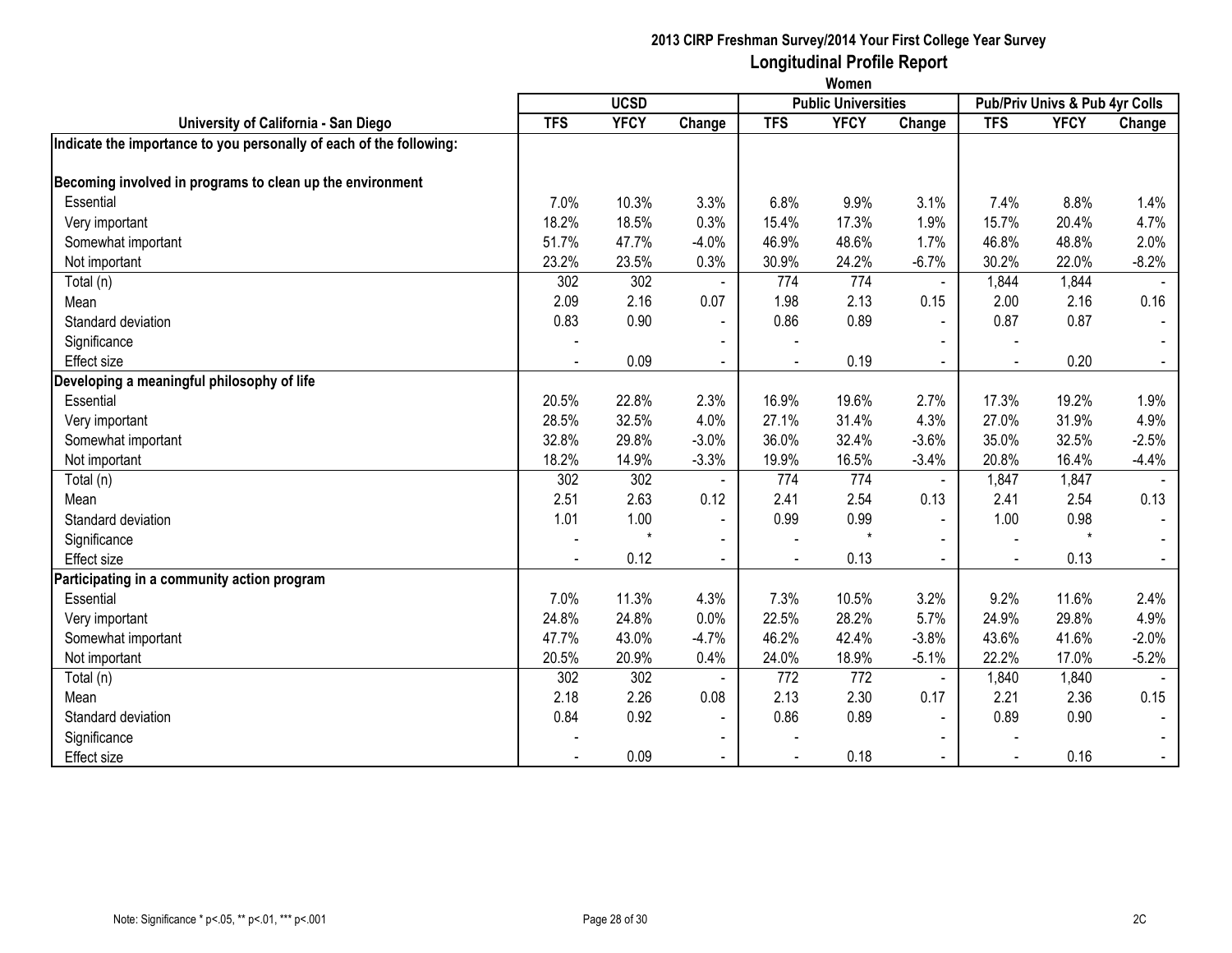**2013 CIRP Freshman Survey/2014 Your First College Year Survey**

**Longitudinal Profile Report**

**Women**

| University of California - San Diego | UCSD | | | Public Universities | | | Pub/Priv Univs & Pub 4yr Colls | | |
|---|---|---|---|---|---|---|---|---|---|
| | TFS | YFCY | Change | TFS | YFCY | Change | TFS | YFCY | Change |
| **Indicate the importance to you personally of each of the following:** | | | | | | | | | |
| **Becoming involved in programs to clean up the environment** | | | | | | | | | |
| Essential | 7.0% | 10.3% | 3.3% | 6.8% | 9.9% | 3.1% | 7.4% | 8.8% | 1.4% |
| Very important | 18.2% | 18.5% | 0.3% | 15.4% | 17.3% | 1.9% | 15.7% | 20.4% | 4.7% |
| Somewhat important | 51.7% | 47.7% | -4.0% | 46.9% | 48.6% | 1.7% | 46.8% | 48.8% | 2.0% |
| Not important | 23.2% | 23.5% | 0.3% | 30.9% | 24.2% | -6.7% | 30.2% | 22.0% | -8.2% |
| Total (n) | 302 | 302 | - | 774 | 774 | - | 1,844 | 1,844 | - |
| Mean | 2.09 | 2.16 | 0.07 | 1.98 | 2.13 | 0.15 | 2.00 | 2.16 | 0.16 |
| Standard deviation | 0.83 | 0.90 | - | 0.86 | 0.89 | - | 0.87 | 0.87 | - |
| Significance | - | | - | - | | - | - | | - |
| Effect size | - | 0.09 | - | - | 0.19 | - | - | 0.20 | - |
| **Developing a meaningful philosophy of life** | | | | | | | | | |
| Essential | 20.5% | 22.8% | 2.3% | 16.9% | 19.6% | 2.7% | 17.3% | 19.2% | 1.9% |
| Very important | 28.5% | 32.5% | 4.0% | 27.1% | 31.4% | 4.3% | 27.0% | 31.9% | 4.9% |
| Somewhat important | 32.8% | 29.8% | -3.0% | 36.0% | 32.4% | -3.6% | 35.0% | 32.5% | -2.5% |
| Not important | 18.2% | 14.9% | -3.3% | 19.9% | 16.5% | -3.4% | 20.8% | 16.4% | -4.4% |
| Total (n) | 302 | 302 | - | 774 | 774 | - | 1,847 | 1,847 | - |
| Mean | 2.51 | 2.63 | 0.12 | 2.41 | 2.54 | 0.13 | 2.41 | 2.54 | 0.13 |
| Standard deviation | 1.01 | 1.00 | - | 0.99 | 0.99 | - | 1.00 | 0.98 | - |
| Significance | - | * | - | - | * | - | - | * | - |
| Effect size | - | 0.12 | - | - | 0.13 | - | - | 0.13 | - |
| **Participating in a community action program** | | | | | | | | | |
| Essential | 7.0% | 11.3% | 4.3% | 7.3% | 10.5% | 3.2% | 9.2% | 11.6% | 2.4% |
| Very important | 24.8% | 24.8% | 0.0% | 22.5% | 28.2% | 5.7% | 24.9% | 29.8% | 4.9% |
| Somewhat important | 47.7% | 43.0% | -4.7% | 46.2% | 42.4% | -3.8% | 43.6% | 41.6% | -2.0% |
| Not important | 20.5% | 20.9% | 0.4% | 24.0% | 18.9% | -5.1% | 22.2% | 17.0% | -5.2% |
| Total (n) | 302 | 302 | - | 772 | 772 | - | 1,840 | 1,840 | - |
| Mean | 2.18 | 2.26 | 0.08 | 2.13 | 2.30 | 0.17 | 2.21 | 2.36 | 0.15 |
| Standard deviation | 0.84 | 0.92 | - | 0.86 | 0.89 | - | 0.89 | 0.90 | - |
| Significance | - | | - | - | | - | - | | - |
| Effect size | - | 0.09 | - | - | 0.18 | - | - | 0.16 | - |

Note: Significance * p<.05, ** p<.01, *** p<.001

2C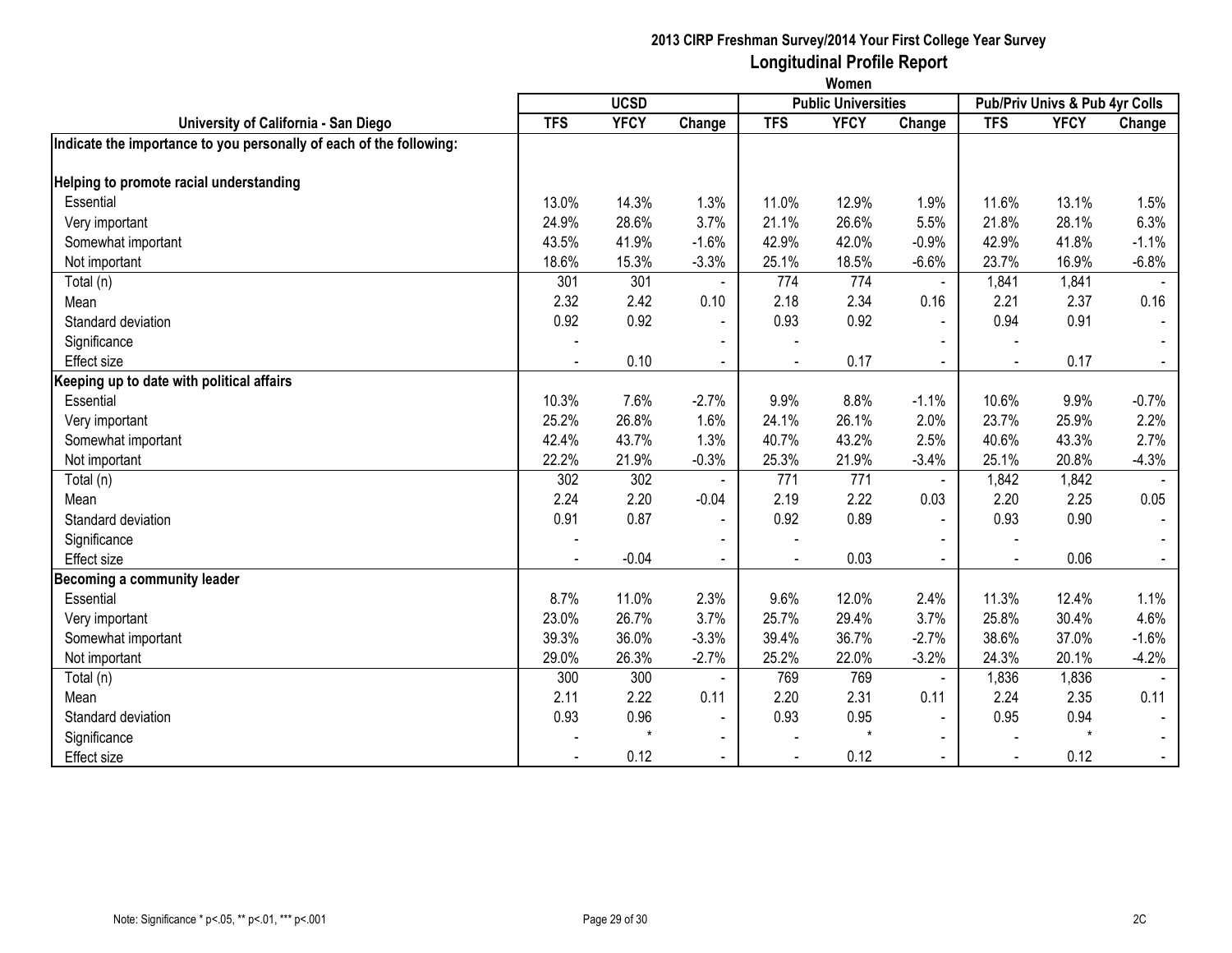**2013 CIRP Freshman Survey/2014 Your First College Year Survey**

**Longitudinal Profile Report**

**Women**

| University of California - San Diego | UCSD | | | Public Universities | | | Pub/Priv Univs & Pub 4yr Colls | | |
|---|---|---|---|---|---|---|---|---|---|
| | TFS | YFCY | Change | TFS | YFCY | Change | TFS | YFCY | Change |
| **Indicate the importance to you personally of each of the following:** | | | | | | | | | |
| **Helping to promote racial understanding** | | | | | | | | | |
| Essential | 13.0% | 14.3% | 1.3% | 11.0% | 12.9% | 1.9% | 11.6% | 13.1% | 1.5% |
| Very important | 24.9% | 28.6% | 3.7% | 21.1% | 26.6% | 5.5% | 21.8% | 28.1% | 6.3% |
| Somewhat important | 43.5% | 41.9% | -1.6% | 42.9% | 42.0% | -0.9% | 42.9% | 41.8% | -1.1% |
| Not important | 18.6% | 15.3% | -3.3% | 25.1% | 18.5% | -6.6% | 23.7% | 16.9% | -6.8% |
| Total (n) | 301 | 301 | - | 774 | 774 | - | 1,841 | 1,841 | - |
| Mean | 2.32 | 2.42 | 0.10 | 2.18 | 2.34 | 0.16 | 2.21 | 2.37 | 0.16 |
| Standard deviation | 0.92 | 0.92 | - | 0.93 | 0.92 | - | 0.94 | 0.91 | - |
| Significance | - | | - | - | | - | - | | - |
| Effect size | - | 0.10 | - | - | 0.17 | - | - | 0.17 | - |
| **Keeping up to date with political affairs** | | | | | | | | | |
| Essential | 10.3% | 7.6% | -2.7% | 9.9% | 8.8% | -1.1% | 10.6% | 9.9% | -0.7% |
| Very important | 25.2% | 26.8% | 1.6% | 24.1% | 26.1% | 2.0% | 23.7% | 25.9% | 2.2% |
| Somewhat important | 42.4% | 43.7% | 1.3% | 40.7% | 43.2% | 2.5% | 40.6% | 43.3% | 2.7% |
| Not important | 22.2% | 21.9% | -0.3% | 25.3% | 21.9% | -3.4% | 25.1% | 20.8% | -4.3% |
| Total (n) | 302 | 302 | - | 771 | 771 | - | 1,842 | 1,842 | - |
| Mean | 2.24 | 2.20 | -0.04 | 2.19 | 2.22 | 0.03 | 2.20 | 2.25 | 0.05 |
| Standard deviation | 0.91 | 0.87 | - | 0.92 | 0.89 | - | 0.93 | 0.90 | - |
| Significance | - | | - | - | | - | - | | - |
| Effect size | - | -0.04 | - | - | 0.03 | - | - | 0.06 | - |
| **Becoming a community leader** | | | | | | | | | |
| Essential | 8.7% | 11.0% | 2.3% | 9.6% | 12.0% | 2.4% | 11.3% | 12.4% | 1.1% |
| Very important | 23.0% | 26.7% | 3.7% | 25.7% | 29.4% | 3.7% | 25.8% | 30.4% | 4.6% |
| Somewhat important | 39.3% | 36.0% | -3.3% | 39.4% | 36.7% | -2.7% | 38.6% | 37.0% | -1.6% |
| Not important | 29.0% | 26.3% | -2.7% | 25.2% | 22.0% | -3.2% | 24.3% | 20.1% | -4.2% |
| Total (n) | 300 | 300 | - | 769 | 769 | - | 1,836 | 1,836 | - |
| Mean | 2.11 | 2.22 | 0.11 | 2.20 | 2.31 | 0.11 | 2.24 | 2.35 | 0.11 |
| Standard deviation | 0.93 | 0.96 | - | 0.93 | 0.95 | - | 0.95 | 0.94 | - |
| Significance | - | * | - | - | * | - | - | * | - |
| Effect size | - | 0.12 | - | - | 0.12 | - | - | 0.12 | - |

Note: Significance * p<.05, ** p<.01, *** p<.001

2C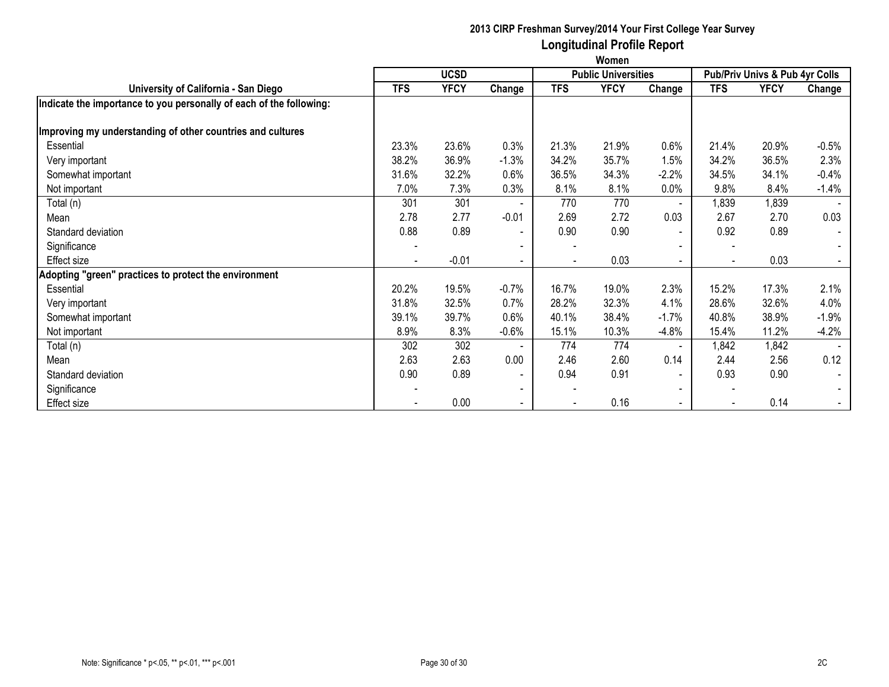**2013 CIRP Freshman Survey/2014 Your First College Year Survey**

# Longitudinal Profile Report

**Women**

| University of California - San Diego | UCSD | | | Public Universities | | | Pub/Priv Univs & Pub 4yr Colls | | |
|---|---|---|---|---|---|---|---|---|---|
| | TFS | YFCY | Change | TFS | YFCY | Change | TFS | YFCY | Change |
| **Indicate the importance to you personally of each of the following:** | | | | | | | | | |
| **Improving my understanding of other countries and cultures** | | | | | | | | | |
| Essential | 23.3% | 23.6% | 0.3% | 21.3% | 21.9% | 0.6% | 21.4% | 20.9% | -0.5% |
| Very important | 38.2% | 36.9% | -1.3% | 34.2% | 35.7% | 1.5% | 34.2% | 36.5% | 2.3% |
| Somewhat important | 31.6% | 32.2% | 0.6% | 36.5% | 34.3% | -2.2% | 34.5% | 34.1% | -0.4% |
| Not important | 7.0% | 7.3% | 0.3% | 8.1% | 8.1% | 0.0% | 9.8% | 8.4% | -1.4% |
| Total (n) | 301 | 301 | - | 770 | 770 | - | 1,839 | 1,839 | - |
| Mean | 2.78 | 2.77 | -0.01 | 2.69 | 2.72 | 0.03 | 2.67 | 2.70 | 0.03 |
| Standard deviation | 0.88 | 0.89 | - | 0.90 | 0.90 | - | 0.92 | 0.89 | - |
| Significance | - | | - | - | | - | - | | - |
| Effect size | - | -0.01 | - | - | 0.03 | - | - | 0.03 | - |
| **Adopting "green" practices to protect the environment** | | | | | | | | | |
| Essential | 20.2% | 19.5% | -0.7% | 16.7% | 19.0% | 2.3% | 15.2% | 17.3% | 2.1% |
| Very important | 31.8% | 32.5% | 0.7% | 28.2% | 32.3% | 4.1% | 28.6% | 32.6% | 4.0% |
| Somewhat important | 39.1% | 39.7% | 0.6% | 40.1% | 38.4% | -1.7% | 40.8% | 38.9% | -1.9% |
| Not important | 8.9% | 8.3% | -0.6% | 15.1% | 10.3% | -4.8% | 15.4% | 11.2% | -4.2% |
| Total (n) | 302 | 302 | - | 774 | 774 | - | 1,842 | 1,842 | - |
| Mean | 2.63 | 2.63 | 0.00 | 2.46 | 2.60 | 0.14 | 2.44 | 2.56 | 0.12 |
| Standard deviation | 0.90 | 0.89 | - | 0.94 | 0.91 | - | 0.93 | 0.90 | - |
| Significance | - | | - | - | | - | - | | - |
| Effect size | - | 0.00 | - | - | 0.16 | - | - | 0.14 | - |

Note: Significance * p<.05, ** p<.01, *** p<.001

2C